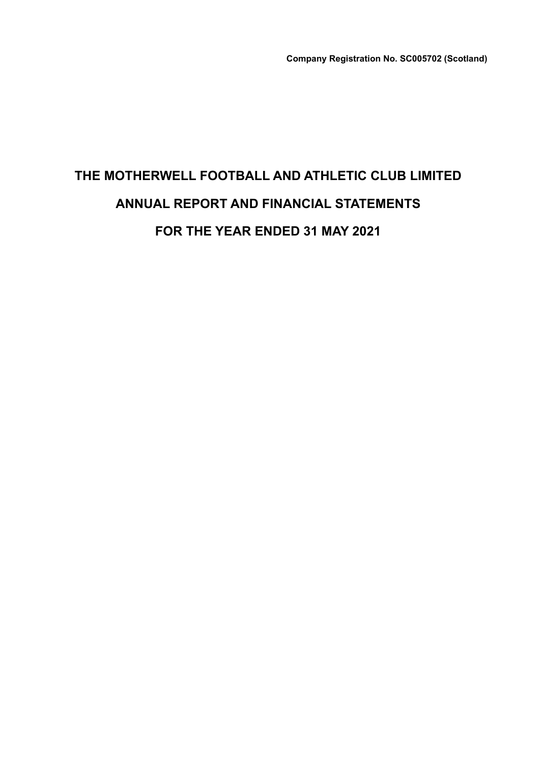**Company Registration No. SC005702 (Scotland)**

# THE MOTHERWELL FOOTBALL AND ATHLETIC CLUB LIMITED

# ANNUAL REPORT AND FINANCIAL STATEMENTS

# FOR THE YEAR ENDED 31 MAY 2021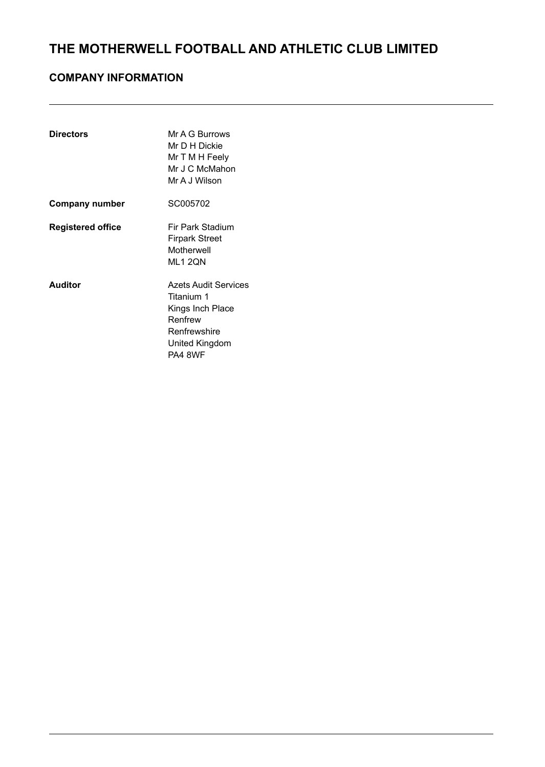# THE MOTHERWELL FOOTBALL AND ATHLETIC CLUB LIMITED

## COMPANY INFORMATION

| | |
|---|---|
| **Directors** | Mr A G Burrows<br>Mr D H Dickie<br>Mr T M H Feely<br>Mr J C McMahon<br>Mr A J Wilson |
| **Company number** | SC005702 |
| **Registered office** | Fir Park Stadium<br>Firpark Street<br>Motherwell<br>ML1 2QN |
| **Auditor** | Azets Audit Services<br>Titanium 1<br>Kings Inch Place<br>Renfrew<br>Renfrewshire<br>United Kingdom<br>PA4 8WF |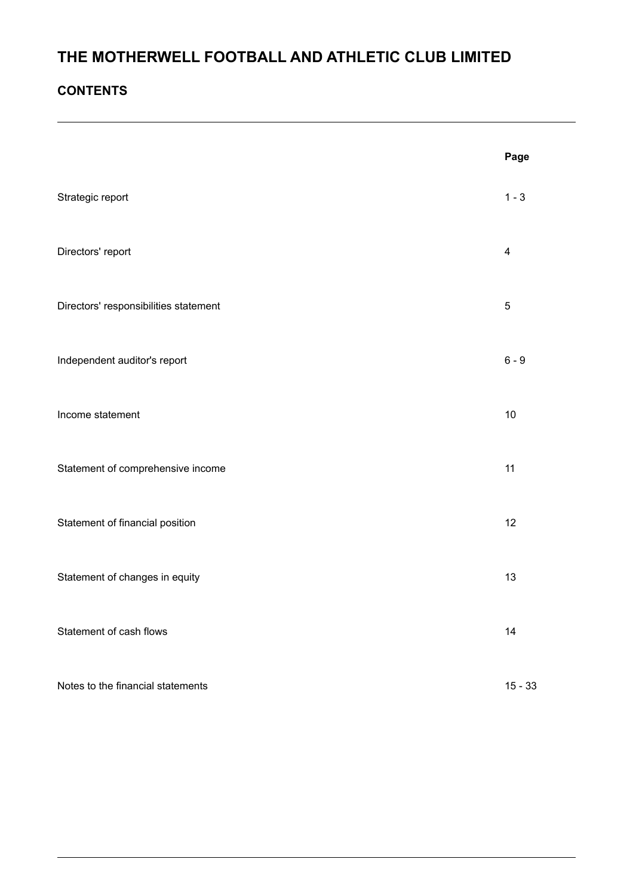# THE MOTHERWELL FOOTBALL AND ATHLETIC CLUB LIMITED

## CONTENTS

| | Page |
|---|---|
| Strategic report | 1 - 3 |
| Directors' report | 4 |
| Directors' responsibilities statement | 5 |
| Independent auditor's report | 6 - 9 |
| Income statement | 10 |
| Statement of comprehensive income | 11 |
| Statement of financial position | 12 |
| Statement of changes in equity | 13 |
| Statement of cash flows | 14 |
| Notes to the financial statements | 15 - 33 |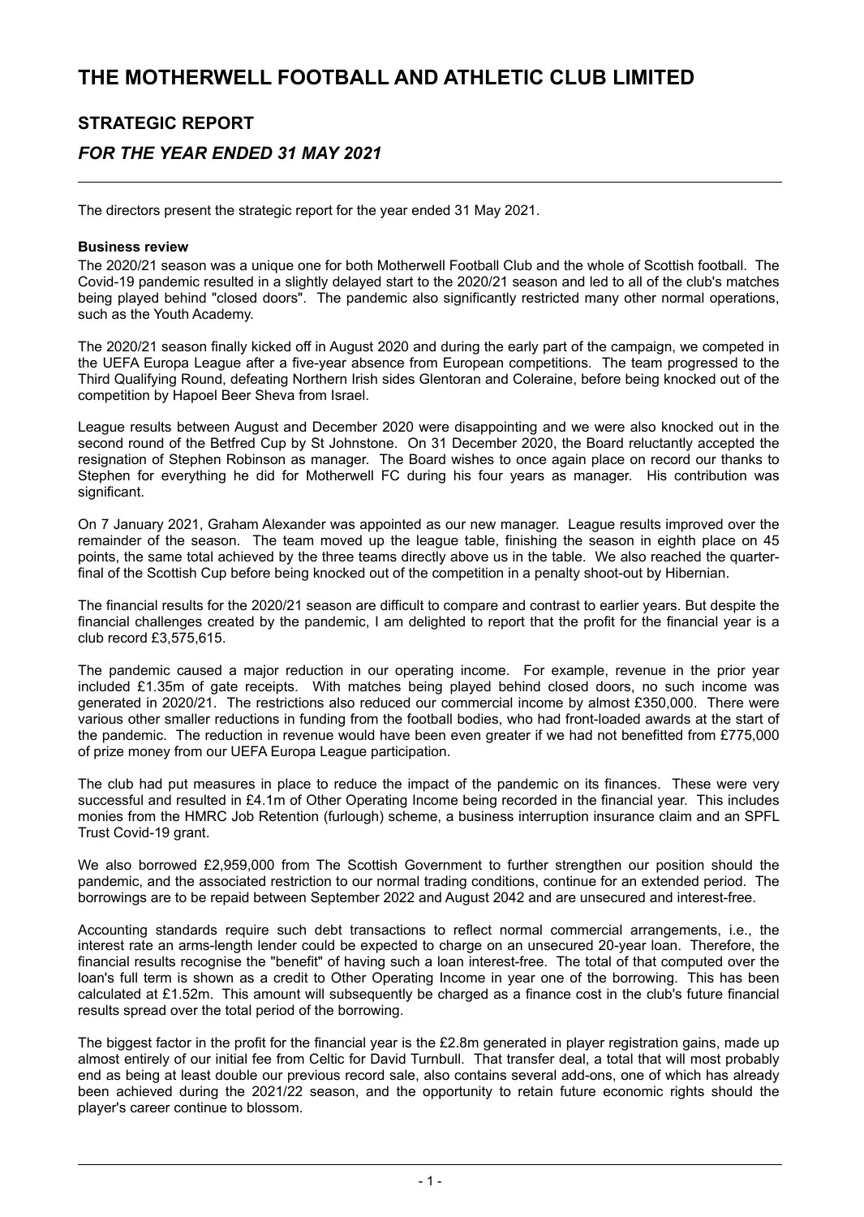# THE MOTHERWELL FOOTBALL AND ATHLETIC CLUB LIMITED

## STRATEGIC REPORT

### *FOR THE YEAR ENDED 31 MAY 2021*

The directors present the strategic report for the year ended 31 May 2021.

**Business review**

The 2020/21 season was a unique one for both Motherwell Football Club and the whole of Scottish football. The Covid-19 pandemic resulted in a slightly delayed start to the 2020/21 season and led to all of the club's matches being played behind "closed doors". The pandemic also significantly restricted many other normal operations, such as the Youth Academy.

The 2020/21 season finally kicked off in August 2020 and during the early part of the campaign, we competed in the UEFA Europa League after a five-year absence from European competitions. The team progressed to the Third Qualifying Round, defeating Northern Irish sides Glentoran and Coleraine, before being knocked out of the competition by Hapoel Beer Sheva from Israel.

League results between August and December 2020 were disappointing and we were also knocked out in the second round of the Betfred Cup by St Johnstone. On 31 December 2020, the Board reluctantly accepted the resignation of Stephen Robinson as manager. The Board wishes to once again place on record our thanks to Stephen for everything he did for Motherwell FC during his four years as manager. His contribution was significant.

On 7 January 2021, Graham Alexander was appointed as our new manager. League results improved over the remainder of the season. The team moved up the league table, finishing the season in eighth place on 45 points, the same total achieved by the three teams directly above us in the table. We also reached the quarter-final of the Scottish Cup before being knocked out of the competition in a penalty shoot-out by Hibernian.

The financial results for the 2020/21 season are difficult to compare and contrast to earlier years. But despite the financial challenges created by the pandemic, I am delighted to report that the profit for the financial year is a club record £3,575,615.

The pandemic caused a major reduction in our operating income. For example, revenue in the prior year included £1.35m of gate receipts. With matches being played behind closed doors, no such income was generated in 2020/21. The restrictions also reduced our commercial income by almost £350,000. There were various other smaller reductions in funding from the football bodies, who had front-loaded awards at the start of the pandemic. The reduction in revenue would have been even greater if we had not benefitted from £775,000 of prize money from our UEFA Europa League participation.

The club had put measures in place to reduce the impact of the pandemic on its finances. These were very successful and resulted in £4.1m of Other Operating Income being recorded in the financial year. This includes monies from the HMRC Job Retention (furlough) scheme, a business interruption insurance claim and an SPFL Trust Covid-19 grant.

We also borrowed £2,959,000 from The Scottish Government to further strengthen our position should the pandemic, and the associated restriction to our normal trading conditions, continue for an extended period. The borrowings are to be repaid between September 2022 and August 2042 and are unsecured and interest-free.

Accounting standards require such debt transactions to reflect normal commercial arrangements, i.e., the interest rate an arms-length lender could be expected to charge on an unsecured 20-year loan. Therefore, the financial results recognise the "benefit" of having such a loan interest-free. The total of that computed over the loan's full term is shown as a credit to Other Operating Income in year one of the borrowing. This has been calculated at £1.52m. This amount will subsequently be charged as a finance cost in the club's future financial results spread over the total period of the borrowing.

The biggest factor in the profit for the financial year is the £2.8m generated in player registration gains, made up almost entirely of our initial fee from Celtic for David Turnbull. That transfer deal, a total that will most probably end as being at least double our previous record sale, also contains several add-ons, one of which has already been achieved during the 2021/22 season, and the opportunity to retain future economic rights should the player's career continue to blossom.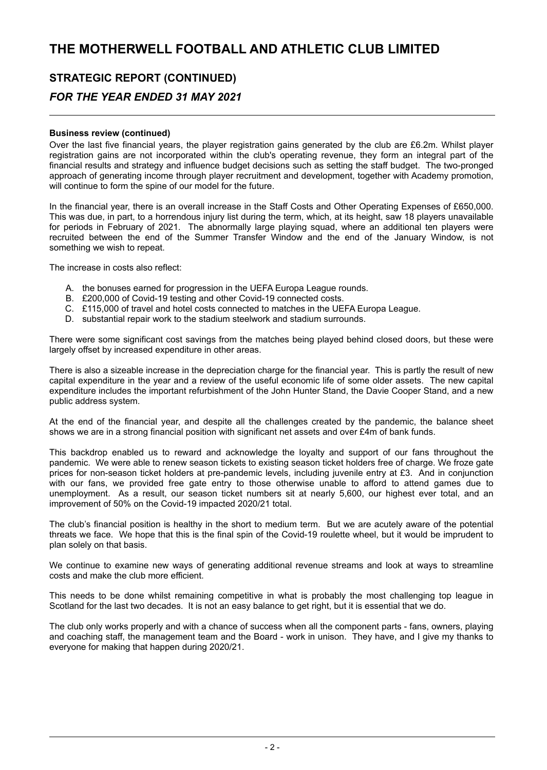# THE MOTHERWELL FOOTBALL AND ATHLETIC CLUB LIMITED

## STRATEGIC REPORT (CONTINUED)

## *FOR THE YEAR ENDED 31 MAY 2021*

**Business review (continued)**

Over the last five financial years, the player registration gains generated by the club are £6.2m. Whilst player registration gains are not incorporated within the club's operating revenue, they form an integral part of the financial results and strategy and influence budget decisions such as setting the staff budget. The two-pronged approach of generating income through player recruitment and development, together with Academy promotion, will continue to form the spine of our model for the future.

In the financial year, there is an overall increase in the Staff Costs and Other Operating Expenses of £650,000. This was due, in part, to a horrendous injury list during the term, which, at its height, saw 18 players unavailable for periods in February of 2021. The abnormally large playing squad, where an additional ten players were recruited between the end of the Summer Transfer Window and the end of the January Window, is not something we wish to repeat.

The increase in costs also reflect:

A. the bonuses earned for progression in the UEFA Europa League rounds.
B. £200,000 of Covid-19 testing and other Covid-19 connected costs.
C. £115,000 of travel and hotel costs connected to matches in the UEFA Europa League.
D. substantial repair work to the stadium steelwork and stadium surrounds.

There were some significant cost savings from the matches being played behind closed doors, but these were largely offset by increased expenditure in other areas.

There is also a sizeable increase in the depreciation charge for the financial year. This is partly the result of new capital expenditure in the year and a review of the useful economic life of some older assets. The new capital expenditure includes the important refurbishment of the John Hunter Stand, the Davie Cooper Stand, and a new public address system.

At the end of the financial year, and despite all the challenges created by the pandemic, the balance sheet shows we are in a strong financial position with significant net assets and over £4m of bank funds.

This backdrop enabled us to reward and acknowledge the loyalty and support of our fans throughout the pandemic. We were able to renew season tickets to existing season ticket holders free of charge. We froze gate prices for non-season ticket holders at pre-pandemic levels, including juvenile entry at £3. And in conjunction with our fans, we provided free gate entry to those otherwise unable to afford to attend games due to unemployment. As a result, our season ticket numbers sit at nearly 5,600, our highest ever total, and an improvement of 50% on the Covid-19 impacted 2020/21 total.

The club's financial position is healthy in the short to medium term. But we are acutely aware of the potential threats we face. We hope that this is the final spin of the Covid-19 roulette wheel, but it would be imprudent to plan solely on that basis.

We continue to examine new ways of generating additional revenue streams and look at ways to streamline costs and make the club more efficient.

This needs to be done whilst remaining competitive in what is probably the most challenging top league in Scotland for the last two decades. It is not an easy balance to get right, but it is essential that we do.

The club only works properly and with a chance of success when all the component parts - fans, owners, playing and coaching staff, the management team and the Board - work in unison. They have, and I give my thanks to everyone for making that happen during 2020/21.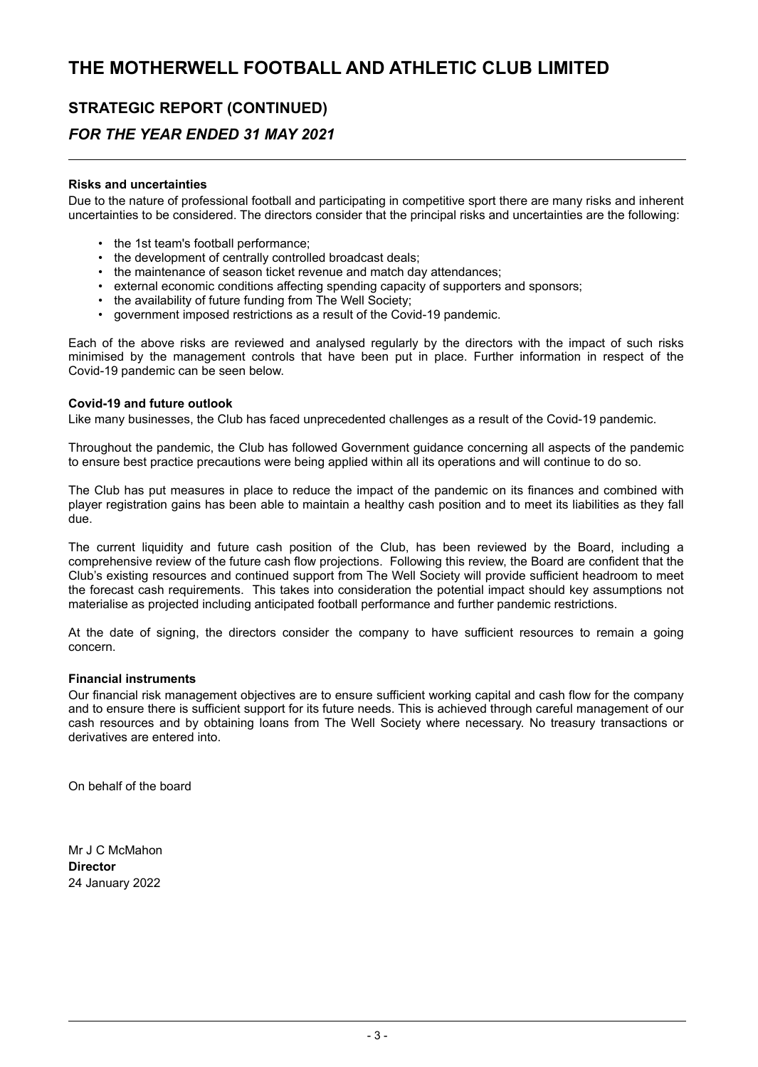# THE MOTHERWELL FOOTBALL AND ATHLETIC CLUB LIMITED

## STRATEGIC REPORT (CONTINUED)

### *FOR THE YEAR ENDED 31 MAY 2021*

**Risks and uncertainties**

Due to the nature of professional football and participating in competitive sport there are many risks and inherent uncertainties to be considered. The directors consider that the principal risks and uncertainties are the following:

- the 1st team's football performance;
- the development of centrally controlled broadcast deals;
- the maintenance of season ticket revenue and match day attendances;
- external economic conditions affecting spending capacity of supporters and sponsors;
- the availability of future funding from The Well Society;
- government imposed restrictions as a result of the Covid-19 pandemic.

Each of the above risks are reviewed and analysed regularly by the directors with the impact of such risks minimised by the management controls that have been put in place. Further information in respect of the Covid-19 pandemic can be seen below.

**Covid-19 and future outlook**

Like many businesses, the Club has faced unprecedented challenges as a result of the Covid-19 pandemic.

Throughout the pandemic, the Club has followed Government guidance concerning all aspects of the pandemic to ensure best practice precautions were being applied within all its operations and will continue to do so.

The Club has put measures in place to reduce the impact of the pandemic on its finances and combined with player registration gains has been able to maintain a healthy cash position and to meet its liabilities as they fall due.

The current liquidity and future cash position of the Club, has been reviewed by the Board, including a comprehensive review of the future cash flow projections. Following this review, the Board are confident that the Club's existing resources and continued support from The Well Society will provide sufficient headroom to meet the forecast cash requirements. This takes into consideration the potential impact should key assumptions not materialise as projected including anticipated football performance and further pandemic restrictions.

At the date of signing, the directors consider the company to have sufficient resources to remain a going concern.

**Financial instruments**

Our financial risk management objectives are to ensure sufficient working capital and cash flow for the company and to ensure there is sufficient support for its future needs. This is achieved through careful management of our cash resources and by obtaining loans from The Well Society where necessary. No treasury transactions or derivatives are entered into.

On behalf of the board

Mr J C McMahon
**Director**
24 January 2022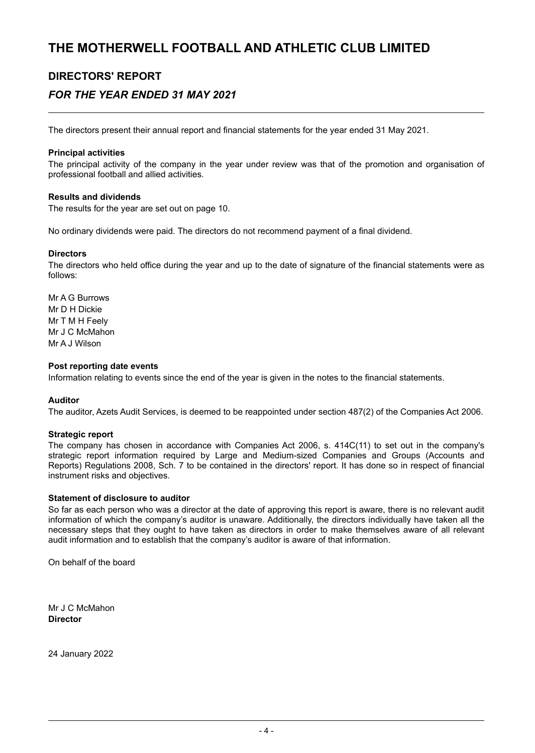# THE MOTHERWELL FOOTBALL AND ATHLETIC CLUB LIMITED

## DIRECTORS' REPORT

### *FOR THE YEAR ENDED 31 MAY 2021*

The directors present their annual report and financial statements for the year ended 31 May 2021.

**Principal activities**

The principal activity of the company in the year under review was that of the promotion and organisation of professional football and allied activities.

**Results and dividends**

The results for the year are set out on page 10.

No ordinary dividends were paid. The directors do not recommend payment of a final dividend.

**Directors**

The directors who held office during the year and up to the date of signature of the financial statements were as follows:

Mr A G Burrows
Mr D H Dickie
Mr T M H Feely
Mr J C McMahon
Mr A J Wilson

**Post reporting date events**

Information relating to events since the end of the year is given in the notes to the financial statements.

**Auditor**

The auditor, Azets Audit Services, is deemed to be reappointed under section 487(2) of the Companies Act 2006.

**Strategic report**

The company has chosen in accordance with Companies Act 2006, s. 414C(11) to set out in the company's strategic report information required by Large and Medium-sized Companies and Groups (Accounts and Reports) Regulations 2008, Sch. 7 to be contained in the directors' report. It has done so in respect of financial instrument risks and objectives.

**Statement of disclosure to auditor**

So far as each person who was a director at the date of approving this report is aware, there is no relevant audit information of which the company's auditor is unaware. Additionally, the directors individually have taken all the necessary steps that they ought to have taken as directors in order to make themselves aware of all relevant audit information and to establish that the company's auditor is aware of that information.

On behalf of the board

Mr J C McMahon
**Director**

24 January 2022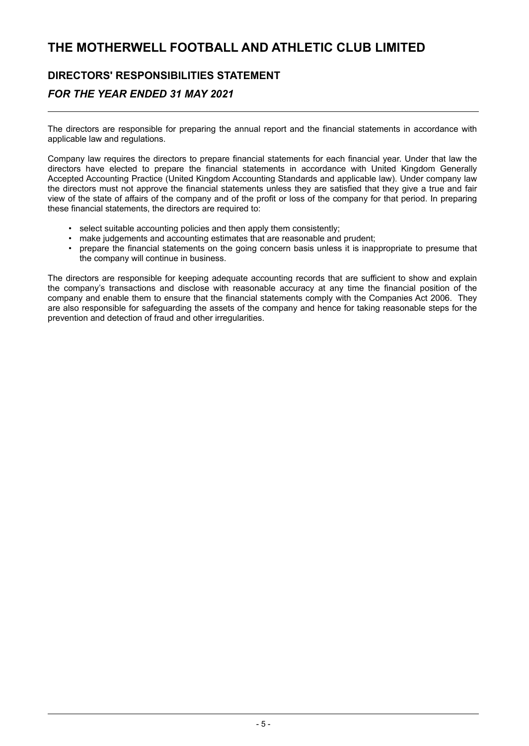# THE MOTHERWELL FOOTBALL AND ATHLETIC CLUB LIMITED

## DIRECTORS' RESPONSIBILITIES STATEMENT

### *FOR THE YEAR ENDED 31 MAY 2021*

The directors are responsible for preparing the annual report and the financial statements in accordance with applicable law and regulations.

Company law requires the directors to prepare financial statements for each financial year. Under that law the directors have elected to prepare the financial statements in accordance with United Kingdom Generally Accepted Accounting Practice (United Kingdom Accounting Standards and applicable law). Under company law the directors must not approve the financial statements unless they are satisfied that they give a true and fair view of the state of affairs of the company and of the profit or loss of the company for that period. In preparing these financial statements, the directors are required to:

- select suitable accounting policies and then apply them consistently;
- make judgements and accounting estimates that are reasonable and prudent;
- prepare the financial statements on the going concern basis unless it is inappropriate to presume that the company will continue in business.

The directors are responsible for keeping adequate accounting records that are sufficient to show and explain the company's transactions and disclose with reasonable accuracy at any time the financial position of the company and enable them to ensure that the financial statements comply with the Companies Act 2006. They are also responsible for safeguarding the assets of the company and hence for taking reasonable steps for the prevention and detection of fraud and other irregularities.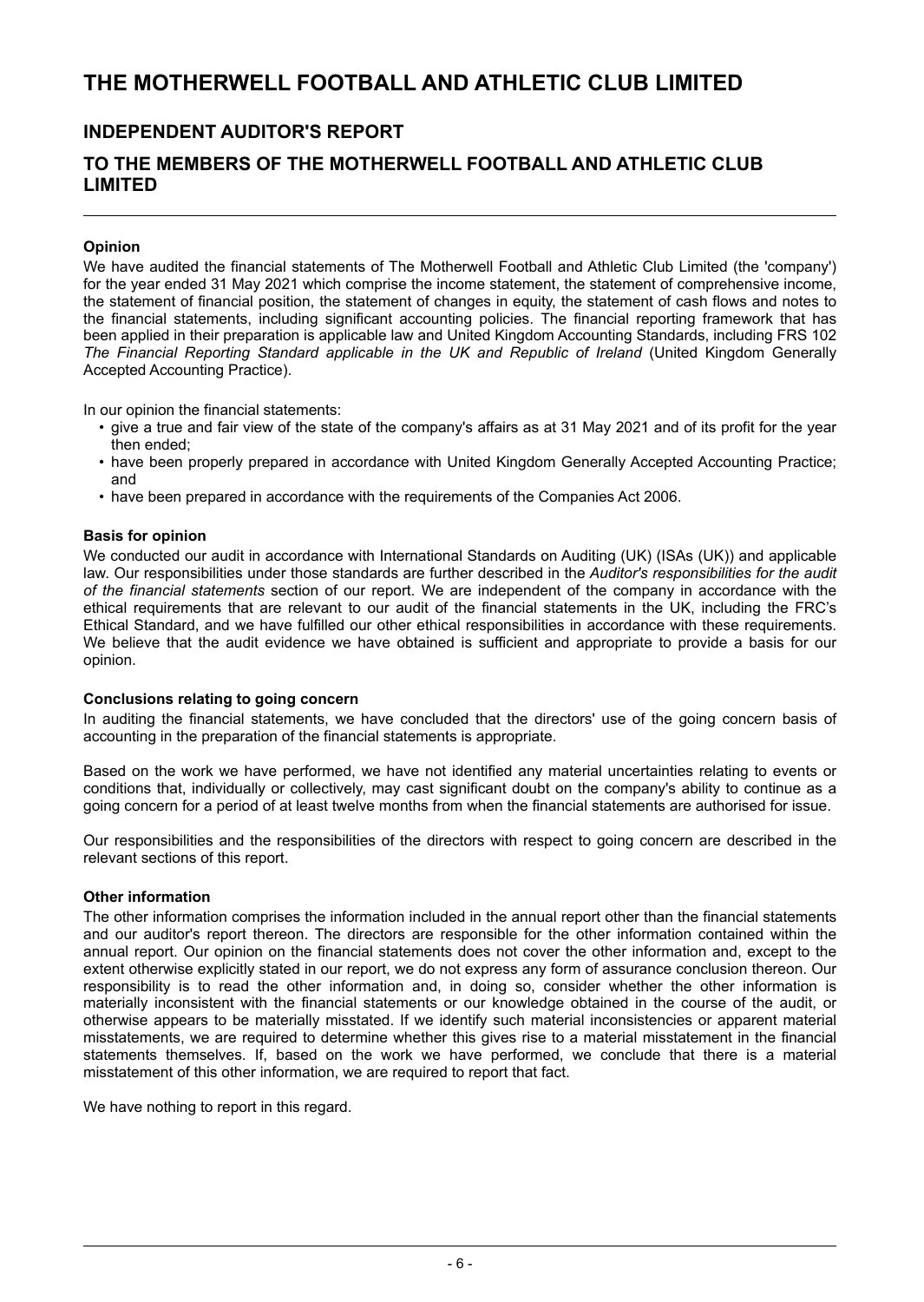# THE MOTHERWELL FOOTBALL AND ATHLETIC CLUB LIMITED

## INDEPENDENT AUDITOR'S REPORT

## TO THE MEMBERS OF THE MOTHERWELL FOOTBALL AND ATHLETIC CLUB LIMITED

**Opinion**

We have audited the financial statements of The Motherwell Football and Athletic Club Limited (the 'company') for the year ended 31 May 2021 which comprise the income statement, the statement of comprehensive income, the statement of financial position, the statement of changes in equity, the statement of cash flows and notes to the financial statements, including significant accounting policies. The financial reporting framework that has been applied in their preparation is applicable law and United Kingdom Accounting Standards, including FRS 102 *The Financial Reporting Standard applicable in the UK and Republic of Ireland* (United Kingdom Generally Accepted Accounting Practice).

In our opinion the financial statements:

- give a true and fair view of the state of the company's affairs as at 31 May 2021 and of its profit for the year then ended;
- have been properly prepared in accordance with United Kingdom Generally Accepted Accounting Practice; and
- have been prepared in accordance with the requirements of the Companies Act 2006.

**Basis for opinion**

We conducted our audit in accordance with International Standards on Auditing (UK) (ISAs (UK)) and applicable law. Our responsibilities under those standards are further described in the *Auditor's responsibilities for the audit of the financial statements* section of our report. We are independent of the company in accordance with the ethical requirements that are relevant to our audit of the financial statements in the UK, including the FRC's Ethical Standard, and we have fulfilled our other ethical responsibilities in accordance with these requirements. We believe that the audit evidence we have obtained is sufficient and appropriate to provide a basis for our opinion.

**Conclusions relating to going concern**

In auditing the financial statements, we have concluded that the directors' use of the going concern basis of accounting in the preparation of the financial statements is appropriate.

Based on the work we have performed, we have not identified any material uncertainties relating to events or conditions that, individually or collectively, may cast significant doubt on the company's ability to continue as a going concern for a period of at least twelve months from when the financial statements are authorised for issue.

Our responsibilities and the responsibilities of the directors with respect to going concern are described in the relevant sections of this report.

**Other information**

The other information comprises the information included in the annual report other than the financial statements and our auditor's report thereon. The directors are responsible for the other information contained within the annual report. Our opinion on the financial statements does not cover the other information and, except to the extent otherwise explicitly stated in our report, we do not express any form of assurance conclusion thereon. Our responsibility is to read the other information and, in doing so, consider whether the other information is materially inconsistent with the financial statements or our knowledge obtained in the course of the audit, or otherwise appears to be materially misstated. If we identify such material inconsistencies or apparent material misstatements, we are required to determine whether this gives rise to a material misstatement in the financial statements themselves. If, based on the work we have performed, we conclude that there is a material misstatement of this other information, we are required to report that fact.

We have nothing to report in this regard.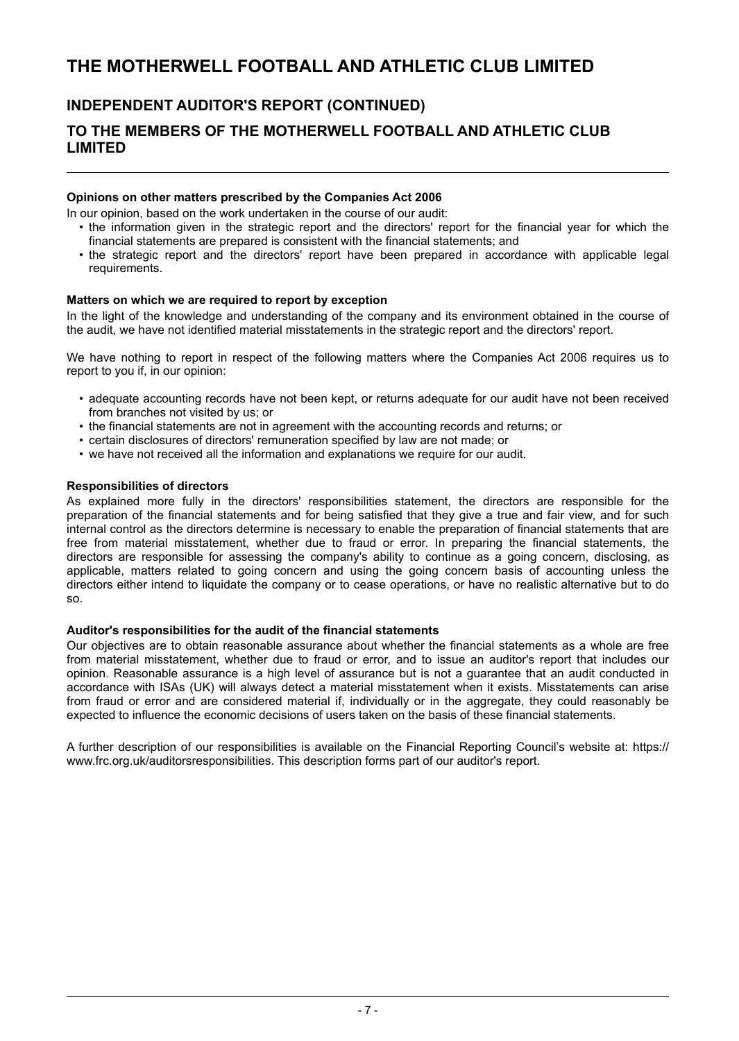# THE MOTHERWELL FOOTBALL AND ATHLETIC CLUB LIMITED

## INDEPENDENT AUDITOR'S REPORT (CONTINUED)

## TO THE MEMBERS OF THE MOTHERWELL FOOTBALL AND ATHLETIC CLUB LIMITED

---

**Opinions on other matters prescribed by the Companies Act 2006**

In our opinion, based on the work undertaken in the course of our audit:

- the information given in the strategic report and the directors' report for the financial year for which the financial statements are prepared is consistent with the financial statements; and
- the strategic report and the directors' report have been prepared in accordance with applicable legal requirements.

**Matters on which we are required to report by exception**

In the light of the knowledge and understanding of the company and its environment obtained in the course of the audit, we have not identified material misstatements in the strategic report and the directors' report.

We have nothing to report in respect of the following matters where the Companies Act 2006 requires us to report to you if, in our opinion:

- adequate accounting records have not been kept, or returns adequate for our audit have not been received from branches not visited by us; or
- the financial statements are not in agreement with the accounting records and returns; or
- certain disclosures of directors' remuneration specified by law are not made; or
- we have not received all the information and explanations we require for our audit.

**Responsibilities of directors**

As explained more fully in the directors' responsibilities statement, the directors are responsible for the preparation of the financial statements and for being satisfied that they give a true and fair view, and for such internal control as the directors determine is necessary to enable the preparation of financial statements that are free from material misstatement, whether due to fraud or error. In preparing the financial statements, the directors are responsible for assessing the company's ability to continue as a going concern, disclosing, as applicable, matters related to going concern and using the going concern basis of accounting unless the directors either intend to liquidate the company or to cease operations, or have no realistic alternative but to do so.

**Auditor's responsibilities for the audit of the financial statements**

Our objectives are to obtain reasonable assurance about whether the financial statements as a whole are free from material misstatement, whether due to fraud or error, and to issue an auditor's report that includes our opinion. Reasonable assurance is a high level of assurance but is not a guarantee that an audit conducted in accordance with ISAs (UK) will always detect a material misstatement when it exists. Misstatements can arise from fraud or error and are considered material if, individually or in the aggregate, they could reasonably be expected to influence the economic decisions of users taken on the basis of these financial statements.

A further description of our responsibilities is available on the Financial Reporting Council's website at: https://www.frc.org.uk/auditorsresponsibilities. This description forms part of our auditor's report.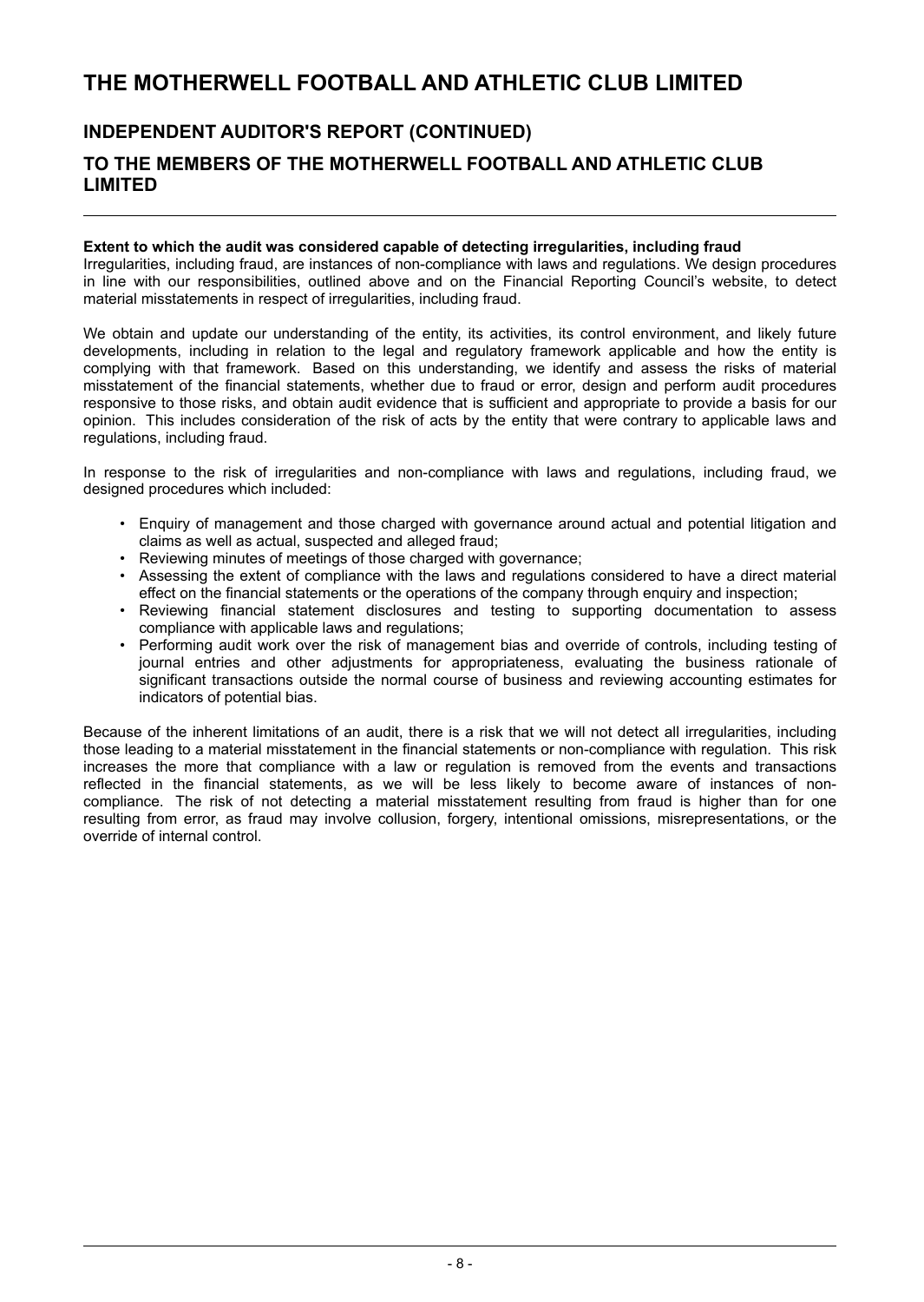# THE MOTHERWELL FOOTBALL AND ATHLETIC CLUB LIMITED

## INDEPENDENT AUDITOR'S REPORT (CONTINUED)

## TO THE MEMBERS OF THE MOTHERWELL FOOTBALL AND ATHLETIC CLUB LIMITED

**Extent to which the audit was considered capable of detecting irregularities, including fraud**

Irregularities, including fraud, are instances of non-compliance with laws and regulations. We design procedures in line with our responsibilities, outlined above and on the Financial Reporting Council's website, to detect material misstatements in respect of irregularities, including fraud.

We obtain and update our understanding of the entity, its activities, its control environment, and likely future developments, including in relation to the legal and regulatory framework applicable and how the entity is complying with that framework. Based on this understanding, we identify and assess the risks of material misstatement of the financial statements, whether due to fraud or error, design and perform audit procedures responsive to those risks, and obtain audit evidence that is sufficient and appropriate to provide a basis for our opinion. This includes consideration of the risk of acts by the entity that were contrary to applicable laws and regulations, including fraud.

In response to the risk of irregularities and non-compliance with laws and regulations, including fraud, we designed procedures which included:

- Enquiry of management and those charged with governance around actual and potential litigation and claims as well as actual, suspected and alleged fraud;
- Reviewing minutes of meetings of those charged with governance;
- Assessing the extent of compliance with the laws and regulations considered to have a direct material effect on the financial statements or the operations of the company through enquiry and inspection;
- Reviewing financial statement disclosures and testing to supporting documentation to assess compliance with applicable laws and regulations;
- Performing audit work over the risk of management bias and override of controls, including testing of journal entries and other adjustments for appropriateness, evaluating the business rationale of significant transactions outside the normal course of business and reviewing accounting estimates for indicators of potential bias.

Because of the inherent limitations of an audit, there is a risk that we will not detect all irregularities, including those leading to a material misstatement in the financial statements or non-compliance with regulation. This risk increases the more that compliance with a law or regulation is removed from the events and transactions reflected in the financial statements, as we will be less likely to become aware of instances of non-compliance. The risk of not detecting a material misstatement resulting from fraud is higher than for one resulting from error, as fraud may involve collusion, forgery, intentional omissions, misrepresentations, or the override of internal control.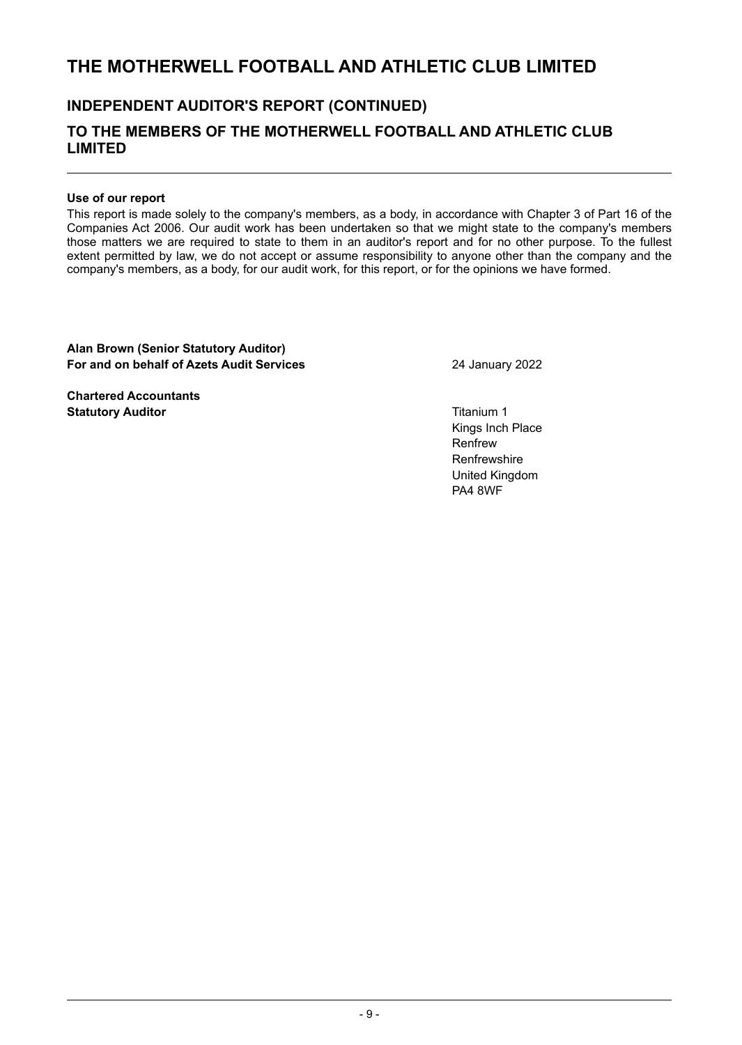# THE MOTHERWELL FOOTBALL AND ATHLETIC CLUB LIMITED

## INDEPENDENT AUDITOR'S REPORT (CONTINUED)

## TO THE MEMBERS OF THE MOTHERWELL FOOTBALL AND ATHLETIC CLUB LIMITED

**Use of our report**

This report is made solely to the company's members, as a body, in accordance with Chapter 3 of Part 16 of the Companies Act 2006. Our audit work has been undertaken so that we might state to the company's members those matters we are required to state to them in an auditor's report and for no other purpose. To the fullest extent permitted by law, we do not accept or assume responsibility to anyone other than the company and the company's members, as a body, for our audit work, for this report, or for the opinions we have formed.

**Alan Brown (Senior Statutory Auditor)**
**For and on behalf of Azets Audit Services**

24 January 2022

**Chartered Accountants**
**Statutory Auditor**

Titanium 1
Kings Inch Place
Renfrew
Renfrewshire
United Kingdom
PA4 8WF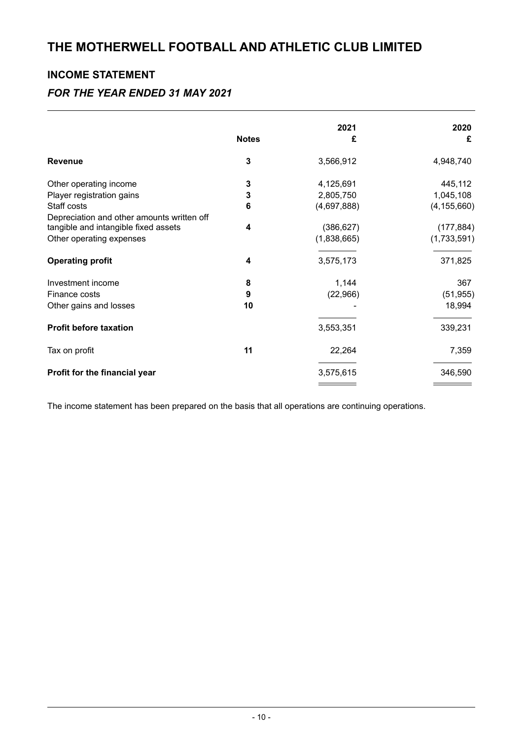# THE MOTHERWELL FOOTBALL AND ATHLETIC CLUB LIMITED

## INCOME STATEMENT

### *FOR THE YEAR ENDED 31 MAY 2021*

| | Notes | 2021<br>£ | 2020<br>£ |
|---|---|---|---|
| **Revenue** | **3** | 3,566,912 | 4,948,740 |
| Other operating income | **3** | 4,125,691 | 445,112 |
| Player registration gains | **3** | 2,805,750 | 1,045,108 |
| Staff costs | **6** | (4,697,888) | (4,155,660) |
| Depreciation and other amounts written off tangible and intangible fixed assets | **4** | (386,627) | (177,884) |
| Other operating expenses | | (1,838,665) | (1,733,591) |
| **Operating profit** | **4** | 3,575,173 | 371,825 |
| Investment income | **8** | 1,144 | 367 |
| Finance costs | **9** | (22,966) | (51,955) |
| Other gains and losses | **10** | - | 18,994 |
| **Profit before taxation** | | 3,553,351 | 339,231 |
| Tax on profit | **11** | 22,264 | 7,359 |
| **Profit for the financial year** | | 3,575,615 | 346,590 |

The income statement has been prepared on the basis that all operations are continuing operations.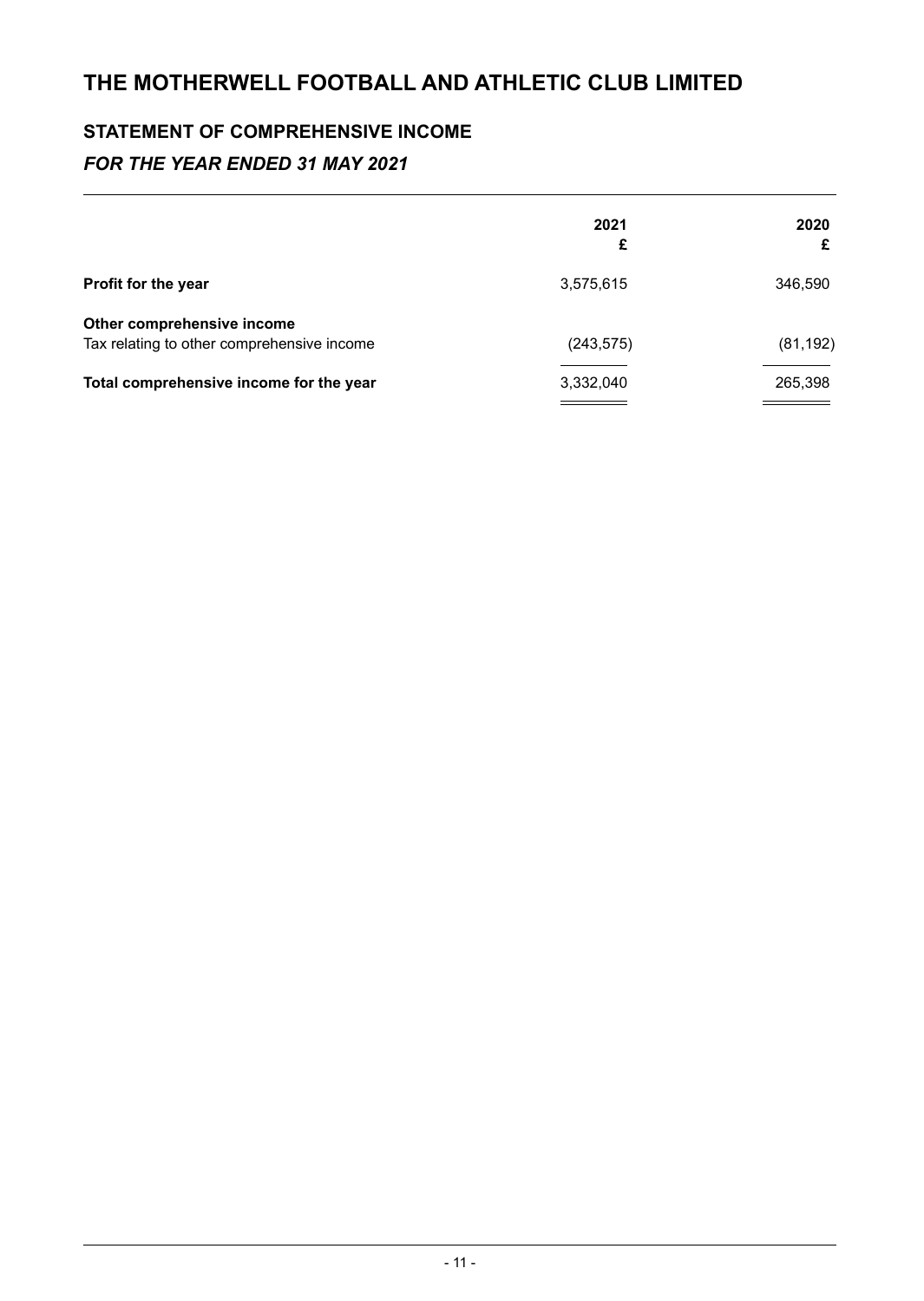# THE MOTHERWELL FOOTBALL AND ATHLETIC CLUB LIMITED

## STATEMENT OF COMPREHENSIVE INCOME

### *FOR THE YEAR ENDED 31 MAY 2021*

| | 2021<br>£ | 2020<br>£ |
|---|---|---|
| **Profit for the year** | 3,575,615 | 346,590 |
| **Other comprehensive income** | | |
| Tax relating to other comprehensive income | (243,575) | (81,192) |
| **Total comprehensive income for the year** | 3,332,040 | 265,398 |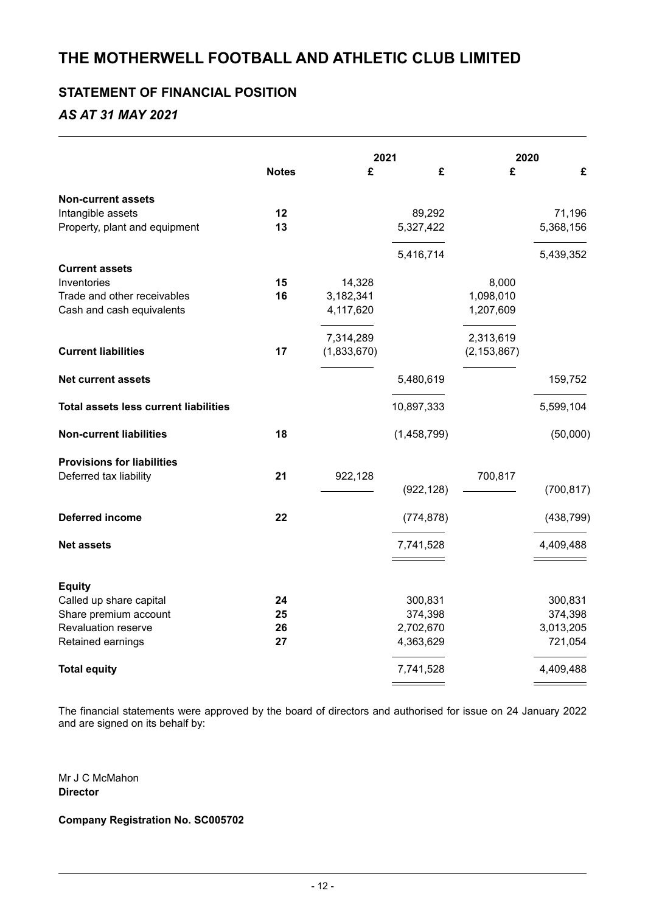# THE MOTHERWELL FOOTBALL AND ATHLETIC CLUB LIMITED

## STATEMENT OF FINANCIAL POSITION

### *AS AT 31 MAY 2021*

| | Notes | 2021 £ | 2021 £ | 2020 £ | 2020 £ |
|---|---|---|---|---|---|
| **Non-current assets** | | | | | |
| Intangible assets | **12** | | 89,292 | | 71,196 |
| Property, plant and equipment | **13** | | 5,327,422 | | 5,368,156 |
| | | | 5,416,714 | | 5,439,352 |
| **Current assets** | | | | | |
| Inventories | **15** | 14,328 | | 8,000 | |
| Trade and other receivables | **16** | 3,182,341 | | 1,098,010 | |
| Cash and cash equivalents | | 4,117,620 | | 1,207,609 | |
| | | 7,314,289 | | 2,313,619 | |
| **Current liabilities** | **17** | (1,833,670) | | (2,153,867) | |
| **Net current assets** | | | 5,480,619 | | 159,752 |
| **Total assets less current liabilities** | | | 10,897,333 | | 5,599,104 |
| **Non-current liabilities** | **18** | | (1,458,799) | | (50,000) |
| **Provisions for liabilities** | | | | | |
| Deferred tax liability | **21** | 922,128 | | 700,817 | |
| | | | (922,128) | | (700,817) |
| **Deferred income** | **22** | | (774,878) | | (438,799) |
| **Net assets** | | | 7,741,528 | | 4,409,488 |
| **Equity** | | | | | |
| Called up share capital | **24** | | 300,831 | | 300,831 |
| Share premium account | **25** | | 374,398 | | 374,398 |
| Revaluation reserve | **26** | | 2,702,670 | | 3,013,205 |
| Retained earnings | **27** | | 4,363,629 | | 721,054 |
| **Total equity** | | | 7,741,528 | | 4,409,488 |

The financial statements were approved by the board of directors and authorised for issue on 24 January 2022 and are signed on its behalf by:

Mr J C McMahon
**Director**

**Company Registration No. SC005702**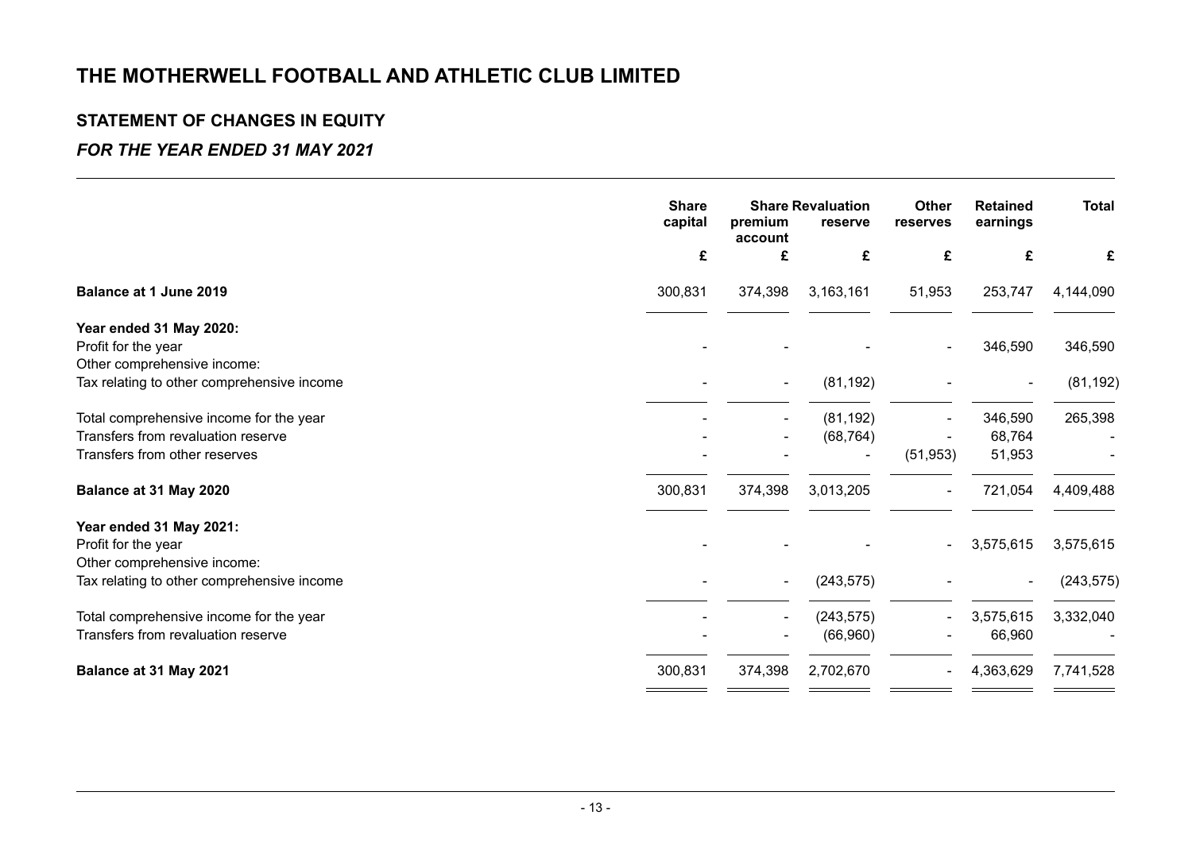# THE MOTHERWELL FOOTBALL AND ATHLETIC CLUB LIMITED

## STATEMENT OF CHANGES IN EQUITY

### *FOR THE YEAR ENDED 31 MAY 2021*

| | Share capital | Share premium account | Revaluation reserve | Other reserves | Retained earnings | Total |
|---|---|---|---|---|---|---|
| | £ | £ | £ | £ | £ | £ |
| **Balance at 1 June 2019** | 300,831 | 374,398 | 3,163,161 | 51,953 | 253,747 | 4,144,090 |
| **Year ended 31 May 2020:** | | | | | | |
| Profit for the year | - | - | - | - | 346,590 | 346,590 |
| Other comprehensive income: | | | | | | |
| Tax relating to other comprehensive income | - | - | (81,192) | - | - | (81,192) |
| Total comprehensive income for the year | - | - | (81,192) | - | 346,590 | 265,398 |
| Transfers from revaluation reserve | - | - | (68,764) | - | 68,764 | - |
| Transfers from other reserves | - | - | - | (51,953) | 51,953 | - |
| **Balance at 31 May 2020** | 300,831 | 374,398 | 3,013,205 | - | 721,054 | 4,409,488 |
| **Year ended 31 May 2021:** | | | | | | |
| Profit for the year | - | - | - | - | 3,575,615 | 3,575,615 |
| Other comprehensive income: | | | | | | |
| Tax relating to other comprehensive income | - | - | (243,575) | - | - | (243,575) |
| Total comprehensive income for the year | - | - | (243,575) | - | 3,575,615 | 3,332,040 |
| Transfers from revaluation reserve | - | - | (66,960) | - | 66,960 | - |
| **Balance at 31 May 2021** | 300,831 | 374,398 | 2,702,670 | - | 4,363,629 | 7,741,528 |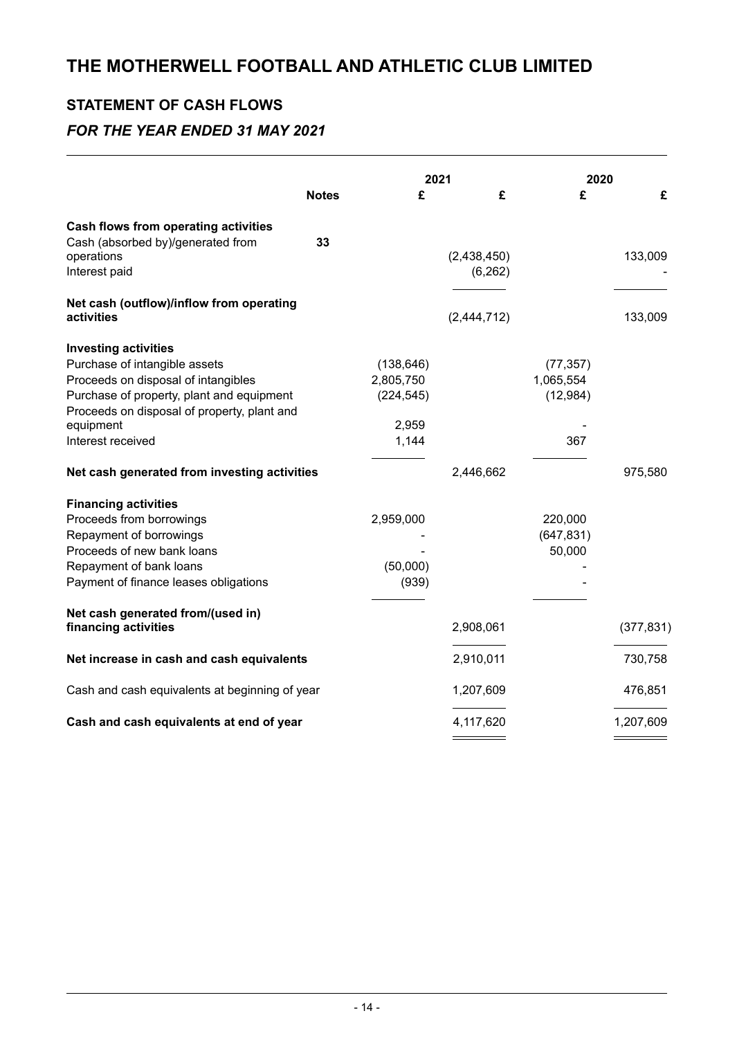# THE MOTHERWELL FOOTBALL AND ATHLETIC CLUB LIMITED

## STATEMENT OF CASH FLOWS

### *FOR THE YEAR ENDED 31 MAY 2021*

| | Notes | 2021 £ | 2021 £ | 2020 £ | 2020 £ |
|---|---|---|---|---|---|
| **Cash flows from operating activities** | | | | | |
| Cash (absorbed by)/generated from operations | 33 | | (2,438,450) | | 133,009 |
| Interest paid | | | (6,262) | | - |
| **Net cash (outflow)/inflow from operating activities** | | | (2,444,712) | | 133,009 |
| **Investing activities** | | | | | |
| Purchase of intangible assets | | (138,646) | | (77,357) | |
| Proceeds on disposal of intangibles | | 2,805,750 | | 1,065,554 | |
| Purchase of property, plant and equipment | | (224,545) | | (12,984) | |
| Proceeds on disposal of property, plant and equipment | | 2,959 | | - | |
| Interest received | | 1,144 | | 367 | |
| **Net cash generated from investing activities** | | | 2,446,662 | | 975,580 |
| **Financing activities** | | | | | |
| Proceeds from borrowings | | 2,959,000 | | 220,000 | |
| Repayment of borrowings | | - | | (647,831) | |
| Proceeds of new bank loans | | - | | 50,000 | |
| Repayment of bank loans | | (50,000) | | - | |
| Payment of finance leases obligations | | (939) | | - | |
| **Net cash generated from/(used in) financing activities** | | | 2,908,061 | | (377,831) |
| **Net increase in cash and cash equivalents** | | | 2,910,011 | | 730,758 |
| Cash and cash equivalents at beginning of year | | | 1,207,609 | | 476,851 |
| **Cash and cash equivalents at end of year** | | | 4,117,620 | | 1,207,609 |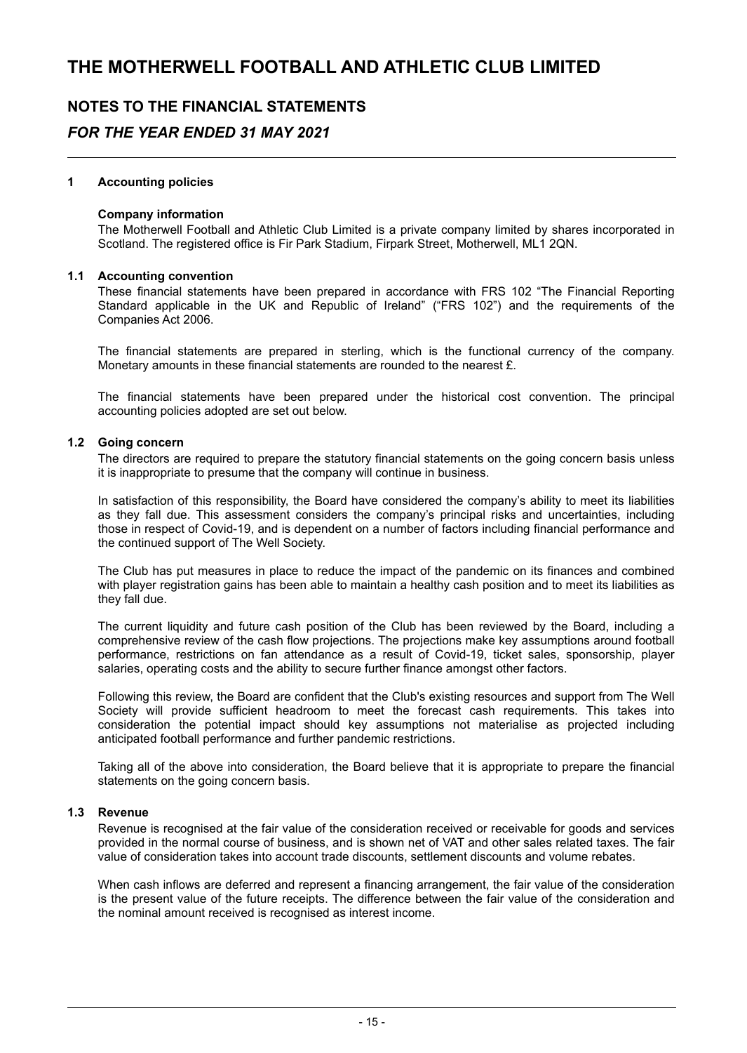# THE MOTHERWELL FOOTBALL AND ATHLETIC CLUB LIMITED

## NOTES TO THE FINANCIAL STATEMENTS

## *FOR THE YEAR ENDED 31 MAY 2021*

### 1 Accounting policies

**Company information**

The Motherwell Football and Athletic Club Limited is a private company limited by shares incorporated in Scotland. The registered office is Fir Park Stadium, Firpark Street, Motherwell, ML1 2QN.

### 1.1 Accounting convention

These financial statements have been prepared in accordance with FRS 102 "The Financial Reporting Standard applicable in the UK and Republic of Ireland" ("FRS 102") and the requirements of the Companies Act 2006.

The financial statements are prepared in sterling, which is the functional currency of the company. Monetary amounts in these financial statements are rounded to the nearest £.

The financial statements have been prepared under the historical cost convention. The principal accounting policies adopted are set out below.

### 1.2 Going concern

The directors are required to prepare the statutory financial statements on the going concern basis unless it is inappropriate to presume that the company will continue in business.

In satisfaction of this responsibility, the Board have considered the company's ability to meet its liabilities as they fall due. This assessment considers the company's principal risks and uncertainties, including those in respect of Covid-19, and is dependent on a number of factors including financial performance and the continued support of The Well Society.

The Club has put measures in place to reduce the impact of the pandemic on its finances and combined with player registration gains has been able to maintain a healthy cash position and to meet its liabilities as they fall due.

The current liquidity and future cash position of the Club has been reviewed by the Board, including a comprehensive review of the cash flow projections. The projections make key assumptions around football performance, restrictions on fan attendance as a result of Covid-19, ticket sales, sponsorship, player salaries, operating costs and the ability to secure further finance amongst other factors.

Following this review, the Board are confident that the Club's existing resources and support from The Well Society will provide sufficient headroom to meet the forecast cash requirements. This takes into consideration the potential impact should key assumptions not materialise as projected including anticipated football performance and further pandemic restrictions.

Taking all of the above into consideration, the Board believe that it is appropriate to prepare the financial statements on the going concern basis.

### 1.3 Revenue

Revenue is recognised at the fair value of the consideration received or receivable for goods and services provided in the normal course of business, and is shown net of VAT and other sales related taxes. The fair value of consideration takes into account trade discounts, settlement discounts and volume rebates.

When cash inflows are deferred and represent a financing arrangement, the fair value of the consideration is the present value of the future receipts. The difference between the fair value of the consideration and the nominal amount received is recognised as interest income.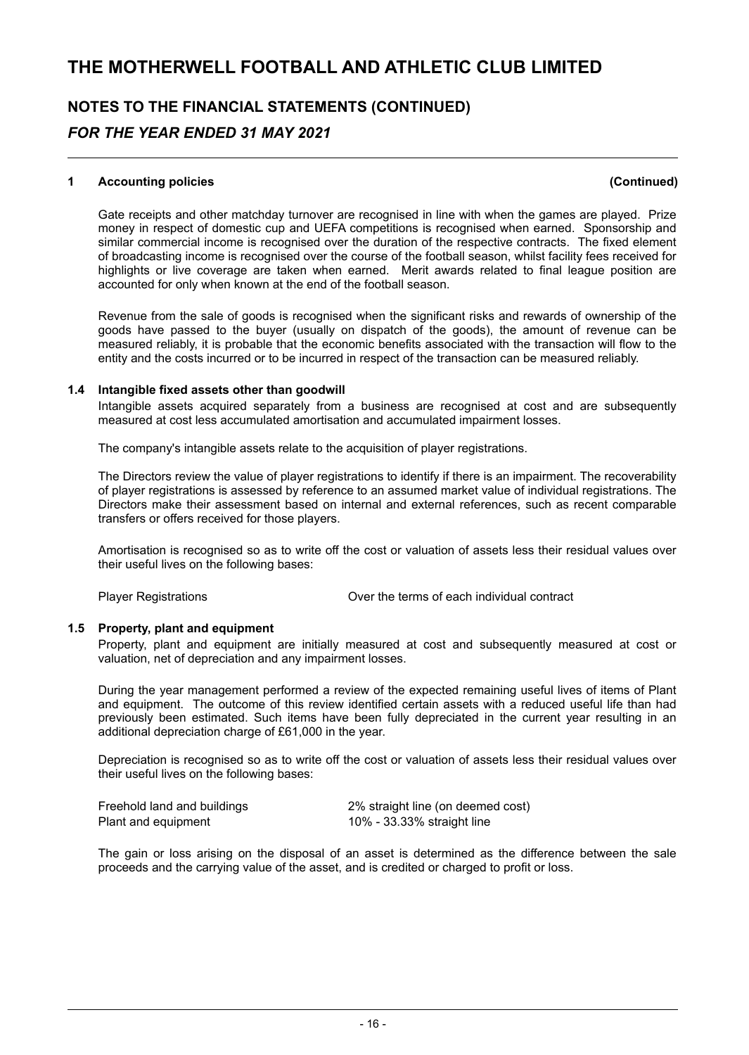# THE MOTHERWELL FOOTBALL AND ATHLETIC CLUB LIMITED

## NOTES TO THE FINANCIAL STATEMENTS (CONTINUED)

### *FOR THE YEAR ENDED 31 MAY 2021*

**1 Accounting policies (Continued)**

Gate receipts and other matchday turnover are recognised in line with when the games are played. Prize money in respect of domestic cup and UEFA competitions is recognised when earned. Sponsorship and similar commercial income is recognised over the duration of the respective contracts. The fixed element of broadcasting income is recognised over the course of the football season, whilst facility fees received for highlights or live coverage are taken when earned. Merit awards related to final league position are accounted for only when known at the end of the football season.

Revenue from the sale of goods is recognised when the significant risks and rewards of ownership of the goods have passed to the buyer (usually on dispatch of the goods), the amount of revenue can be measured reliably, it is probable that the economic benefits associated with the transaction will flow to the entity and the costs incurred or to be incurred in respect of the transaction can be measured reliably.

**1.4 Intangible fixed assets other than goodwill**

Intangible assets acquired separately from a business are recognised at cost and are subsequently measured at cost less accumulated amortisation and accumulated impairment losses.

The company's intangible assets relate to the acquisition of player registrations.

The Directors review the value of player registrations to identify if there is an impairment. The recoverability of player registrations is assessed by reference to an assumed market value of individual registrations. The Directors make their assessment based on internal and external references, such as recent comparable transfers or offers received for those players.

Amortisation is recognised so as to write off the cost or valuation of assets less their residual values over their useful lives on the following bases:

| | |
|---|---|
| Player Registrations | Over the terms of each individual contract |

**1.5 Property, plant and equipment**

Property, plant and equipment are initially measured at cost and subsequently measured at cost or valuation, net of depreciation and any impairment losses.

During the year management performed a review of the expected remaining useful lives of items of Plant and equipment. The outcome of this review identified certain assets with a reduced useful life than had previously been estimated. Such items have been fully depreciated in the current year resulting in an additional depreciation charge of £61,000 in the year.

Depreciation is recognised so as to write off the cost or valuation of assets less their residual values over their useful lives on the following bases:

| | |
|---|---|
| Freehold land and buildings | 2% straight line (on deemed cost) |
| Plant and equipment | 10% - 33.33% straight line |

The gain or loss arising on the disposal of an asset is determined as the difference between the sale proceeds and the carrying value of the asset, and is credited or charged to profit or loss.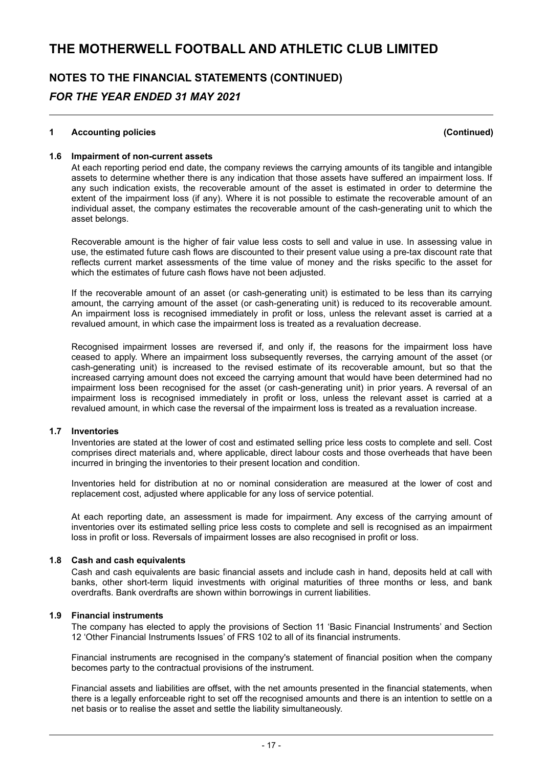# THE MOTHERWELL FOOTBALL AND ATHLETIC CLUB LIMITED

## NOTES TO THE FINANCIAL STATEMENTS (CONTINUED)

### *FOR THE YEAR ENDED 31 MAY 2021*

**1 Accounting policies (Continued)**

**1.6 Impairment of non-current assets**

At each reporting period end date, the company reviews the carrying amounts of its tangible and intangible assets to determine whether there is any indication that those assets have suffered an impairment loss. If any such indication exists, the recoverable amount of the asset is estimated in order to determine the extent of the impairment loss (if any). Where it is not possible to estimate the recoverable amount of an individual asset, the company estimates the recoverable amount of the cash-generating unit to which the asset belongs.

Recoverable amount is the higher of fair value less costs to sell and value in use. In assessing value in use, the estimated future cash flows are discounted to their present value using a pre-tax discount rate that reflects current market assessments of the time value of money and the risks specific to the asset for which the estimates of future cash flows have not been adjusted.

If the recoverable amount of an asset (or cash-generating unit) is estimated to be less than its carrying amount, the carrying amount of the asset (or cash-generating unit) is reduced to its recoverable amount. An impairment loss is recognised immediately in profit or loss, unless the relevant asset is carried at a revalued amount, in which case the impairment loss is treated as a revaluation decrease.

Recognised impairment losses are reversed if, and only if, the reasons for the impairment loss have ceased to apply. Where an impairment loss subsequently reverses, the carrying amount of the asset (or cash-generating unit) is increased to the revised estimate of its recoverable amount, but so that the increased carrying amount does not exceed the carrying amount that would have been determined had no impairment loss been recognised for the asset (or cash-generating unit) in prior years. A reversal of an impairment loss is recognised immediately in profit or loss, unless the relevant asset is carried at a revalued amount, in which case the reversal of the impairment loss is treated as a revaluation increase.

**1.7 Inventories**

Inventories are stated at the lower of cost and estimated selling price less costs to complete and sell. Cost comprises direct materials and, where applicable, direct labour costs and those overheads that have been incurred in bringing the inventories to their present location and condition.

Inventories held for distribution at no or nominal consideration are measured at the lower of cost and replacement cost, adjusted where applicable for any loss of service potential.

At each reporting date, an assessment is made for impairment. Any excess of the carrying amount of inventories over its estimated selling price less costs to complete and sell is recognised as an impairment loss in profit or loss. Reversals of impairment losses are also recognised in profit or loss.

**1.8 Cash and cash equivalents**

Cash and cash equivalents are basic financial assets and include cash in hand, deposits held at call with banks, other short-term liquid investments with original maturities of three months or less, and bank overdrafts. Bank overdrafts are shown within borrowings in current liabilities.

**1.9 Financial instruments**

The company has elected to apply the provisions of Section 11 'Basic Financial Instruments' and Section 12 'Other Financial Instruments Issues' of FRS 102 to all of its financial instruments.

Financial instruments are recognised in the company's statement of financial position when the company becomes party to the contractual provisions of the instrument.

Financial assets and liabilities are offset, with the net amounts presented in the financial statements, when there is a legally enforceable right to set off the recognised amounts and there is an intention to settle on a net basis or to realise the asset and settle the liability simultaneously.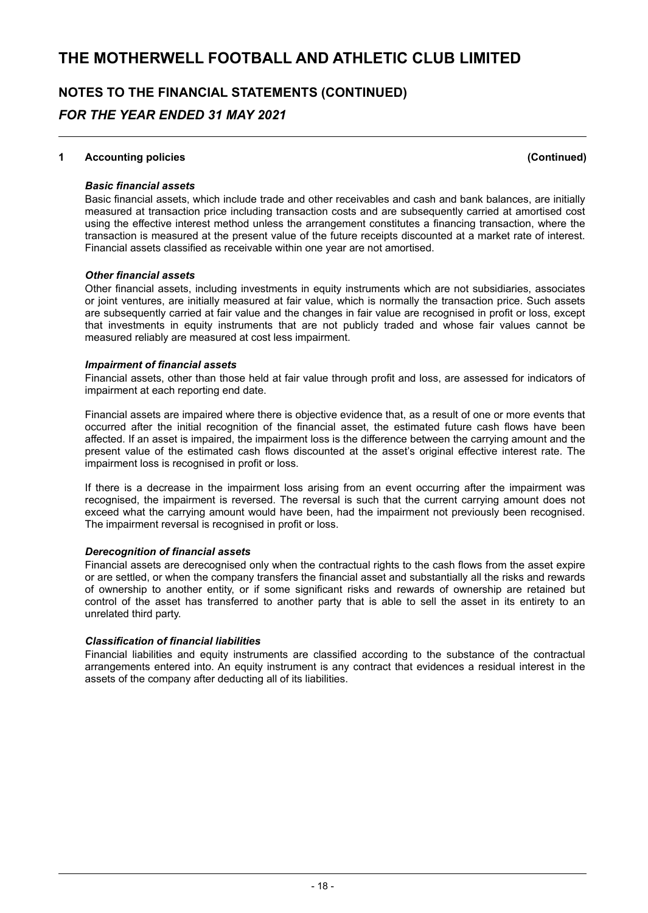## 1 Accounting policies (Continued)

***Basic financial assets***

Basic financial assets, which include trade and other receivables and cash and bank balances, are initially measured at transaction price including transaction costs and are subsequently carried at amortised cost using the effective interest method unless the arrangement constitutes a financing transaction, where the transaction is measured at the present value of the future receipts discounted at a market rate of interest. Financial assets classified as receivable within one year are not amortised.

***Other financial assets***

Other financial assets, including investments in equity instruments which are not subsidiaries, associates or joint ventures, are initially measured at fair value, which is normally the transaction price. Such assets are subsequently carried at fair value and the changes in fair value are recognised in profit or loss, except that investments in equity instruments that are not publicly traded and whose fair values cannot be measured reliably are measured at cost less impairment.

***Impairment of financial assets***

Financial assets, other than those held at fair value through profit and loss, are assessed for indicators of impairment at each reporting end date.

Financial assets are impaired where there is objective evidence that, as a result of one or more events that occurred after the initial recognition of the financial asset, the estimated future cash flows have been affected. If an asset is impaired, the impairment loss is the difference between the carrying amount and the present value of the estimated cash flows discounted at the asset's original effective interest rate. The impairment loss is recognised in profit or loss.

If there is a decrease in the impairment loss arising from an event occurring after the impairment was recognised, the impairment is reversed. The reversal is such that the current carrying amount does not exceed what the carrying amount would have been, had the impairment not previously been recognised. The impairment reversal is recognised in profit or loss.

***Derecognition of financial assets***

Financial assets are derecognised only when the contractual rights to the cash flows from the asset expire or are settled, or when the company transfers the financial asset and substantially all the risks and rewards of ownership to another entity, or if some significant risks and rewards of ownership are retained but control of the asset has transferred to another party that is able to sell the asset in its entirety to an unrelated third party.

***Classification of financial liabilities***

Financial liabilities and equity instruments are classified according to the substance of the contractual arrangements entered into. An equity instrument is any contract that evidences a residual interest in the assets of the company after deducting all of its liabilities.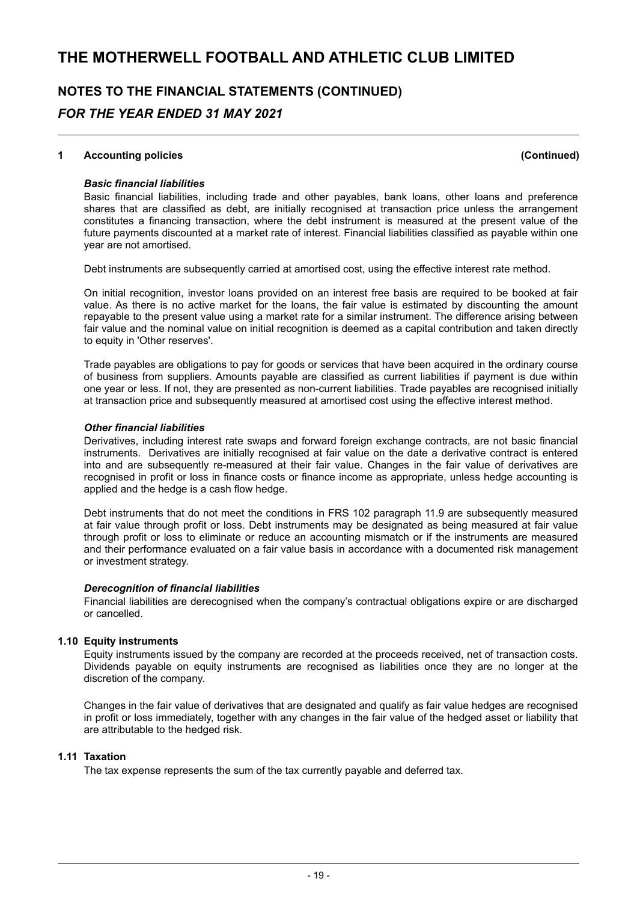## 1 Accounting policies (Continued)

***Basic financial liabilities***

Basic financial liabilities, including trade and other payables, bank loans, other loans and preference shares that are classified as debt, are initially recognised at transaction price unless the arrangement constitutes a financing transaction, where the debt instrument is measured at the present value of the future payments discounted at a market rate of interest. Financial liabilities classified as payable within one year are not amortised.

Debt instruments are subsequently carried at amortised cost, using the effective interest rate method.

On initial recognition, investor loans provided on an interest free basis are required to be booked at fair value. As there is no active market for the loans, the fair value is estimated by discounting the amount repayable to the present value using a market rate for a similar instrument. The difference arising between fair value and the nominal value on initial recognition is deemed as a capital contribution and taken directly to equity in 'Other reserves'.

Trade payables are obligations to pay for goods or services that have been acquired in the ordinary course of business from suppliers. Amounts payable are classified as current liabilities if payment is due within one year or less. If not, they are presented as non-current liabilities. Trade payables are recognised initially at transaction price and subsequently measured at amortised cost using the effective interest method.

***Other financial liabilities***

Derivatives, including interest rate swaps and forward foreign exchange contracts, are not basic financial instruments. Derivatives are initially recognised at fair value on the date a derivative contract is entered into and are subsequently re-measured at their fair value. Changes in the fair value of derivatives are recognised in profit or loss in finance costs or finance income as appropriate, unless hedge accounting is applied and the hedge is a cash flow hedge.

Debt instruments that do not meet the conditions in FRS 102 paragraph 11.9 are subsequently measured at fair value through profit or loss. Debt instruments may be designated as being measured at fair value through profit or loss to eliminate or reduce an accounting mismatch or if the instruments are measured and their performance evaluated on a fair value basis in accordance with a documented risk management or investment strategy.

***Derecognition of financial liabilities***

Financial liabilities are derecognised when the company's contractual obligations expire or are discharged or cancelled.

### 1.10 Equity instruments

Equity instruments issued by the company are recorded at the proceeds received, net of transaction costs. Dividends payable on equity instruments are recognised as liabilities once they are no longer at the discretion of the company.

Changes in the fair value of derivatives that are designated and qualify as fair value hedges are recognised in profit or loss immediately, together with any changes in the fair value of the hedged asset or liability that are attributable to the hedged risk.

### 1.11 Taxation

The tax expense represents the sum of the tax currently payable and deferred tax.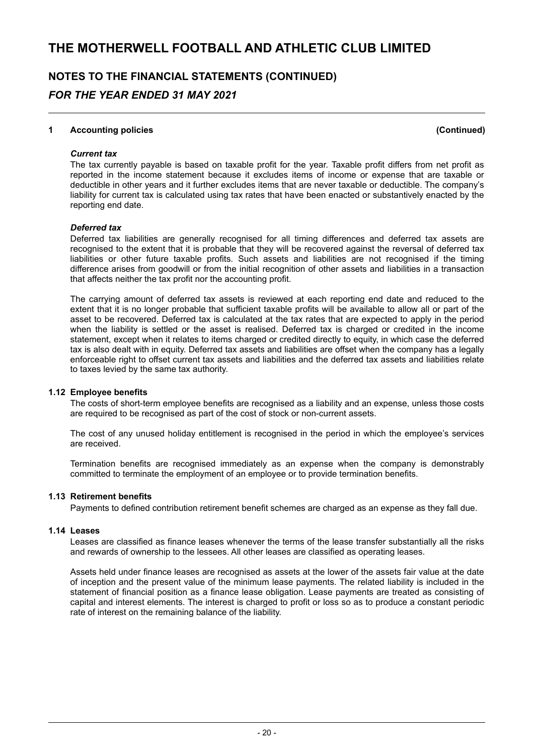# THE MOTHERWELL FOOTBALL AND ATHLETIC CLUB LIMITED

## NOTES TO THE FINANCIAL STATEMENTS (CONTINUED)

### *FOR THE YEAR ENDED 31 MAY 2021*

**1 Accounting policies (Continued)**

***Current tax***

The tax currently payable is based on taxable profit for the year. Taxable profit differs from net profit as reported in the income statement because it excludes items of income or expense that are taxable or deductible in other years and it further excludes items that are never taxable or deductible. The company's liability for current tax is calculated using tax rates that have been enacted or substantively enacted by the reporting end date.

***Deferred tax***

Deferred tax liabilities are generally recognised for all timing differences and deferred tax assets are recognised to the extent that it is probable that they will be recovered against the reversal of deferred tax liabilities or other future taxable profits. Such assets and liabilities are not recognised if the timing difference arises from goodwill or from the initial recognition of other assets and liabilities in a transaction that affects neither the tax profit nor the accounting profit.

The carrying amount of deferred tax assets is reviewed at each reporting end date and reduced to the extent that it is no longer probable that sufficient taxable profits will be available to allow all or part of the asset to be recovered. Deferred tax is calculated at the tax rates that are expected to apply in the period when the liability is settled or the asset is realised. Deferred tax is charged or credited in the income statement, except when it relates to items charged or credited directly to equity, in which case the deferred tax is also dealt with in equity. Deferred tax assets and liabilities are offset when the company has a legally enforceable right to offset current tax assets and liabilities and the deferred tax assets and liabilities relate to taxes levied by the same tax authority.

**1.12 Employee benefits**

The costs of short-term employee benefits are recognised as a liability and an expense, unless those costs are required to be recognised as part of the cost of stock or non-current assets.

The cost of any unused holiday entitlement is recognised in the period in which the employee's services are received.

Termination benefits are recognised immediately as an expense when the company is demonstrably committed to terminate the employment of an employee or to provide termination benefits.

**1.13 Retirement benefits**

Payments to defined contribution retirement benefit schemes are charged as an expense as they fall due.

**1.14 Leases**

Leases are classified as finance leases whenever the terms of the lease transfer substantially all the risks and rewards of ownership to the lessees. All other leases are classified as operating leases.

Assets held under finance leases are recognised as assets at the lower of the assets fair value at the date of inception and the present value of the minimum lease payments. The related liability is included in the statement of financial position as a finance lease obligation. Lease payments are treated as consisting of capital and interest elements. The interest is charged to profit or loss so as to produce a constant periodic rate of interest on the remaining balance of the liability.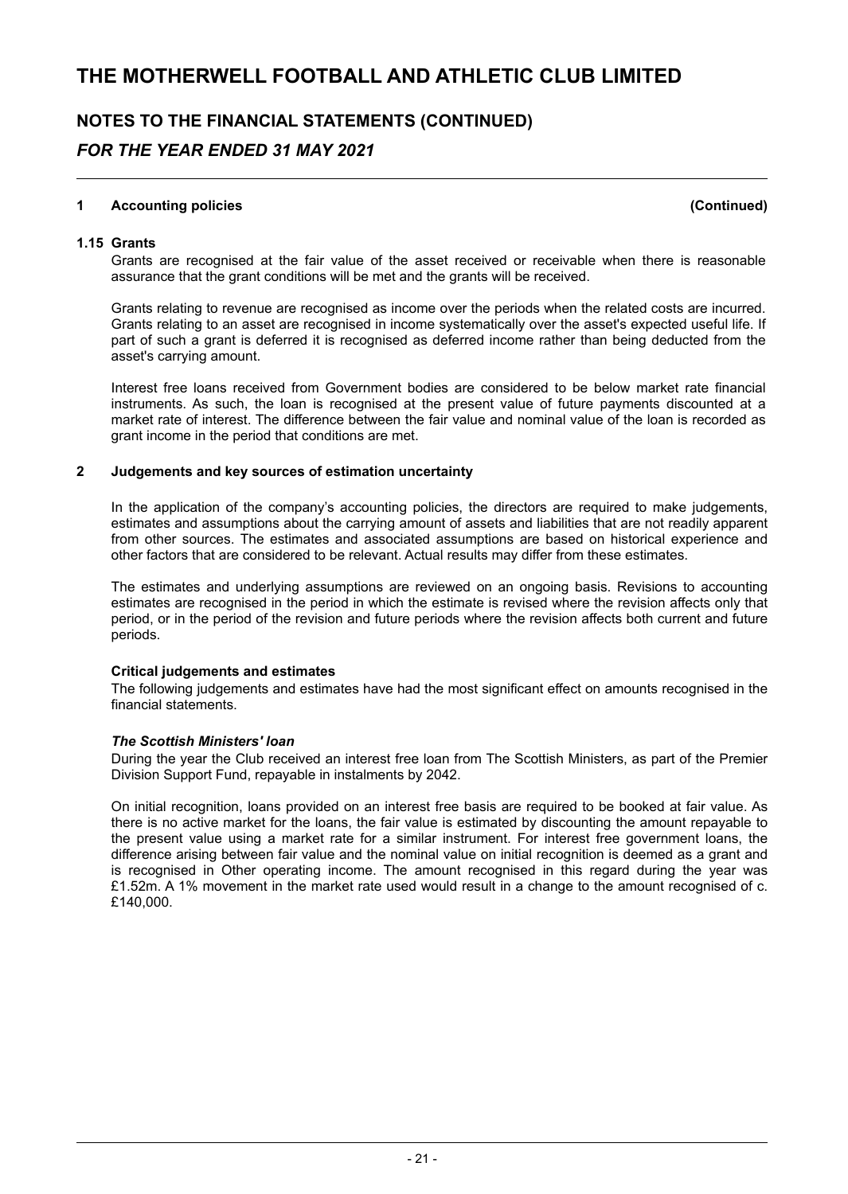## NOTES TO THE FINANCIAL STATEMENTS (CONTINUED)

### *FOR THE YEAR ENDED 31 MAY 2021*

**1 Accounting policies (Continued)**

**1.15 Grants**

Grants are recognised at the fair value of the asset received or receivable when there is reasonable assurance that the grant conditions will be met and the grants will be received.

Grants relating to revenue are recognised as income over the periods when the related costs are incurred. Grants relating to an asset are recognised in income systematically over the asset's expected useful life. If part of such a grant is deferred it is recognised as deferred income rather than being deducted from the asset's carrying amount.

Interest free loans received from Government bodies are considered to be below market rate financial instruments. As such, the loan is recognised at the present value of future payments discounted at a market rate of interest. The difference between the fair value and nominal value of the loan is recorded as grant income in the period that conditions are met.

**2 Judgements and key sources of estimation uncertainty**

In the application of the company's accounting policies, the directors are required to make judgements, estimates and assumptions about the carrying amount of assets and liabilities that are not readily apparent from other sources. The estimates and associated assumptions are based on historical experience and other factors that are considered to be relevant. Actual results may differ from these estimates.

The estimates and underlying assumptions are reviewed on an ongoing basis. Revisions to accounting estimates are recognised in the period in which the estimate is revised where the revision affects only that period, or in the period of the revision and future periods where the revision affects both current and future periods.

**Critical judgements and estimates**

The following judgements and estimates have had the most significant effect on amounts recognised in the financial statements.

***The Scottish Ministers' loan***

During the year the Club received an interest free loan from The Scottish Ministers, as part of the Premier Division Support Fund, repayable in instalments by 2042.

On initial recognition, loans provided on an interest free basis are required to be booked at fair value. As there is no active market for the loans, the fair value is estimated by discounting the amount repayable to the present value using a market rate for a similar instrument. For interest free government loans, the difference arising between fair value and the nominal value on initial recognition is deemed as a grant and is recognised in Other operating income. The amount recognised in this regard during the year was £1.52m. A 1% movement in the market rate used would result in a change to the amount recognised of c. £140,000.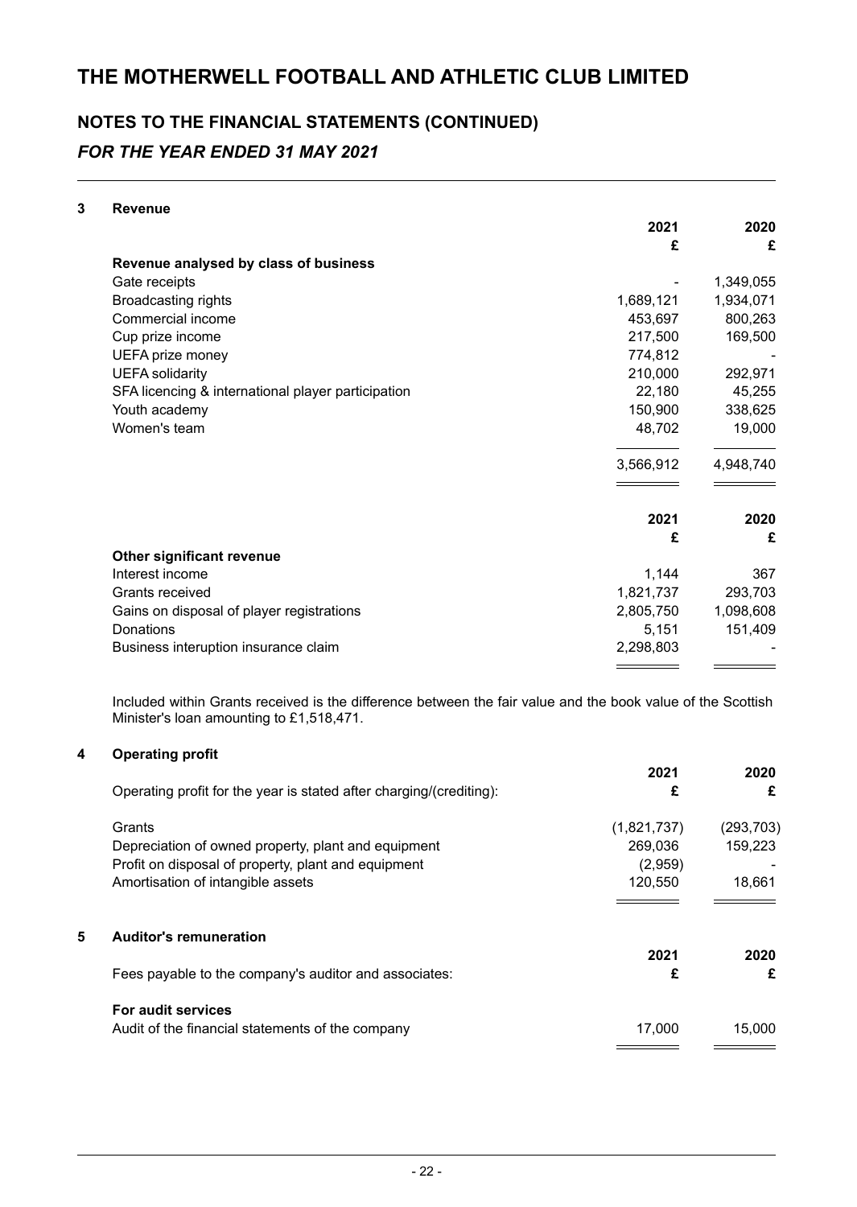# THE MOTHERWELL FOOTBALL AND ATHLETIC CLUB LIMITED

## NOTES TO THE FINANCIAL STATEMENTS (CONTINUED)

### *FOR THE YEAR ENDED 31 MAY 2021*

**3 Revenue**

| | 2021 | 2020 |
|---|---|---|
| | £ | £ |
| **Revenue analysed by class of business** | | |
| Gate receipts | - | 1,349,055 |
| Broadcasting rights | 1,689,121 | 1,934,071 |
| Commercial income | 453,697 | 800,263 |
| Cup prize income | 217,500 | 169,500 |
| UEFA prize money | 774,812 | - |
| UEFA solidarity | 210,000 | 292,971 |
| SFA licencing & international player participation | 22,180 | 45,255 |
| Youth academy | 150,900 | 338,625 |
| Women's team | 48,702 | 19,000 |
| | 3,566,912 | 4,948,740 |

| | 2021 | 2020 |
|---|---|---|
| | £ | £ |
| **Other significant revenue** | | |
| Interest income | 1,144 | 367 |
| Grants received | 1,821,737 | 293,703 |
| Gains on disposal of player registrations | 2,805,750 | 1,098,608 |
| Donations | 5,151 | 151,409 |
| Business interuption insurance claim | 2,298,803 | - |

Included within Grants received is the difference between the fair value and the book value of the Scottish Minister's loan amounting to £1,518,471.

**4 Operating profit**

| | 2021 | 2020 |
|---|---|---|
| Operating profit for the year is stated after charging/(crediting): | £ | £ |
| Grants | (1,821,737) | (293,703) |
| Depreciation of owned property, plant and equipment | 269,036 | 159,223 |
| Profit on disposal of property, plant and equipment | (2,959) | - |
| Amortisation of intangible assets | 120,550 | 18,661 |

**5 Auditor's remuneration**

| | 2021 | 2020 |
|---|---|---|
| Fees payable to the company's auditor and associates: | £ | £ |
| **For audit services** | | |
| Audit of the financial statements of the company | 17,000 | 15,000 |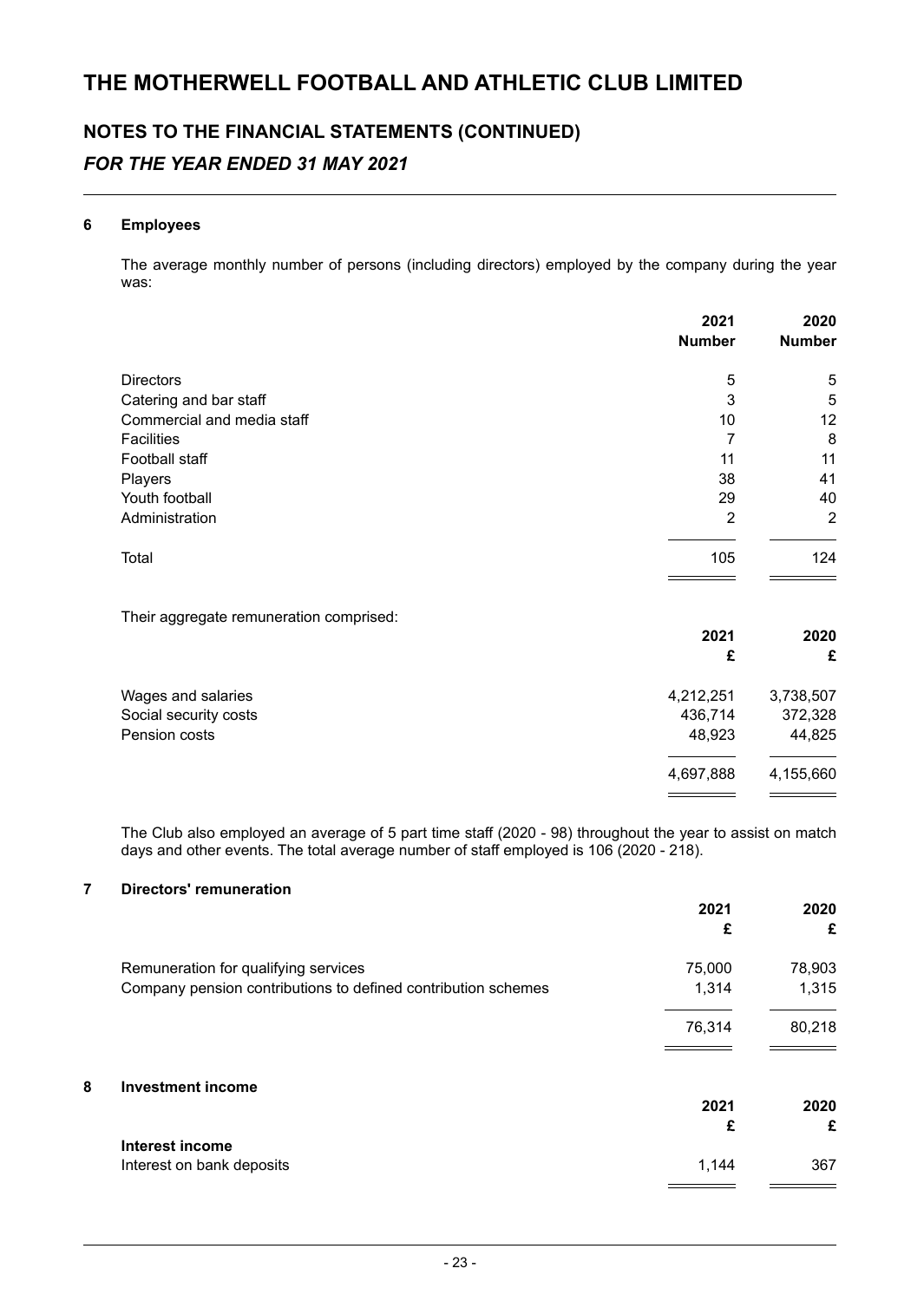## NOTES TO THE FINANCIAL STATEMENTS (CONTINUED)

### *FOR THE YEAR ENDED 31 MAY 2021*

### 6 Employees

The average monthly number of persons (including directors) employed by the company during the year was:

| | 2021 Number | 2020 Number |
|---|---|---|
| Directors | 5 | 5 |
| Catering and bar staff | 3 | 5 |
| Commercial and media staff | 10 | 12 |
| Facilities | 7 | 8 |
| Football staff | 11 | 11 |
| Players | 38 | 41 |
| Youth football | 29 | 40 |
| Administration | 2 | 2 |
| Total | 105 | 124 |

Their aggregate remuneration comprised:

| | 2021 £ | 2020 £ |
|---|---|---|
| Wages and salaries | 4,212,251 | 3,738,507 |
| Social security costs | 436,714 | 372,328 |
| Pension costs | 48,923 | 44,825 |
| | 4,697,888 | 4,155,660 |

The Club also employed an average of 5 part time staff (2020 - 98) throughout the year to assist on match days and other events. The total average number of staff employed is 106 (2020 - 218).

### 7 Directors' remuneration

| | 2021 £ | 2020 £ |
|---|---|---|
| Remuneration for qualifying services | 75,000 | 78,903 |
| Company pension contributions to defined contribution schemes | 1,314 | 1,315 |
| | 76,314 | 80,218 |

### 8 Investment income

| | 2021 £ | 2020 £ |
|---|---|---|
| **Interest income** | | |
| Interest on bank deposits | 1,144 | 367 |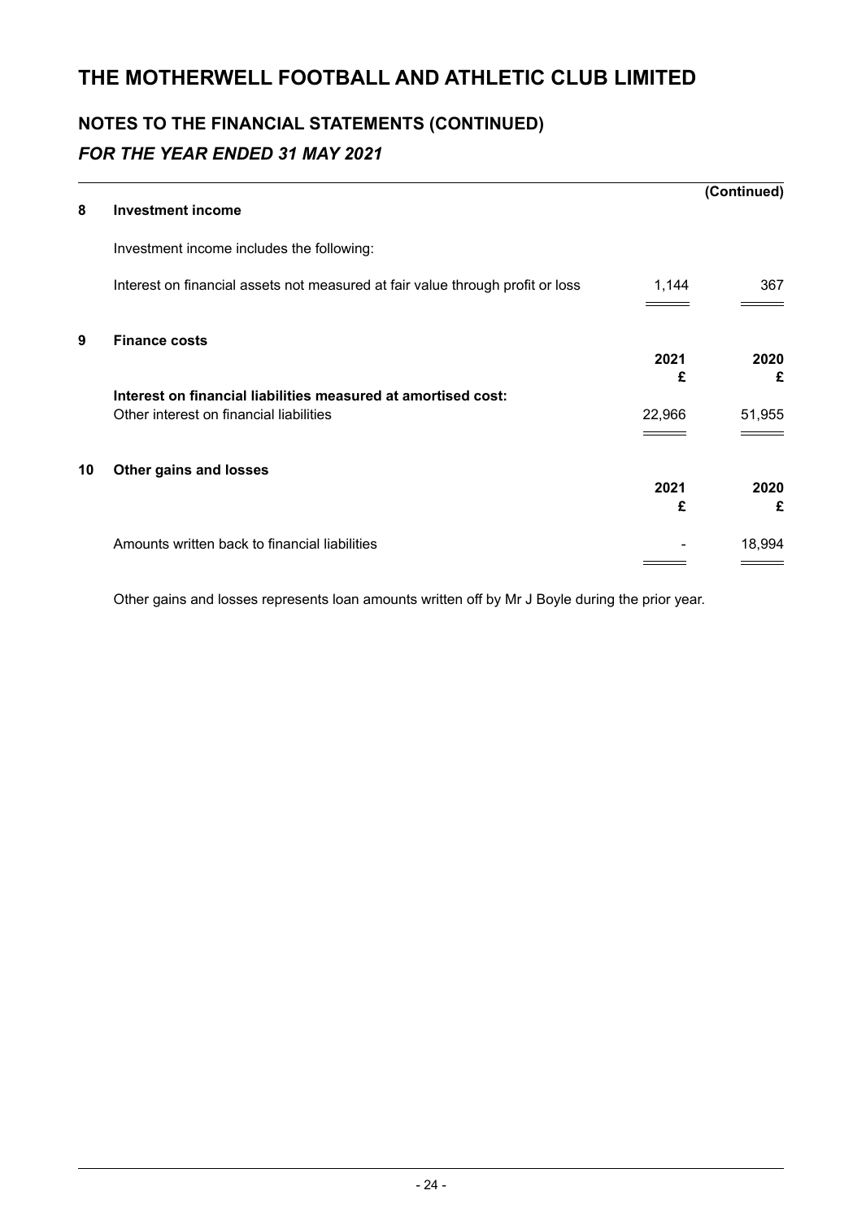# THE MOTHERWELL FOOTBALL AND ATHLETIC CLUB LIMITED

## NOTES TO THE FINANCIAL STATEMENTS (CONTINUED)

### *FOR THE YEAR ENDED 31 MAY 2021*

(Continued)

### 8 Investment income

Investment income includes the following:

| | | |
|---|---|---|
| Interest on financial assets not measured at fair value through profit or loss | 1,144 | 367 |

### 9 Finance costs

| | 2021<br>£ | 2020<br>£ |
|---|---|---|
| **Interest on financial liabilities measured at amortised cost:** | | |
| Other interest on financial liabilities | 22,966 | 51,955 |

### 10 Other gains and losses

| | 2021<br>£ | 2020<br>£ |
|---|---|---|
| Amounts written back to financial liabilities | - | 18,994 |

Other gains and losses represents loan amounts written off by Mr J Boyle during the prior year.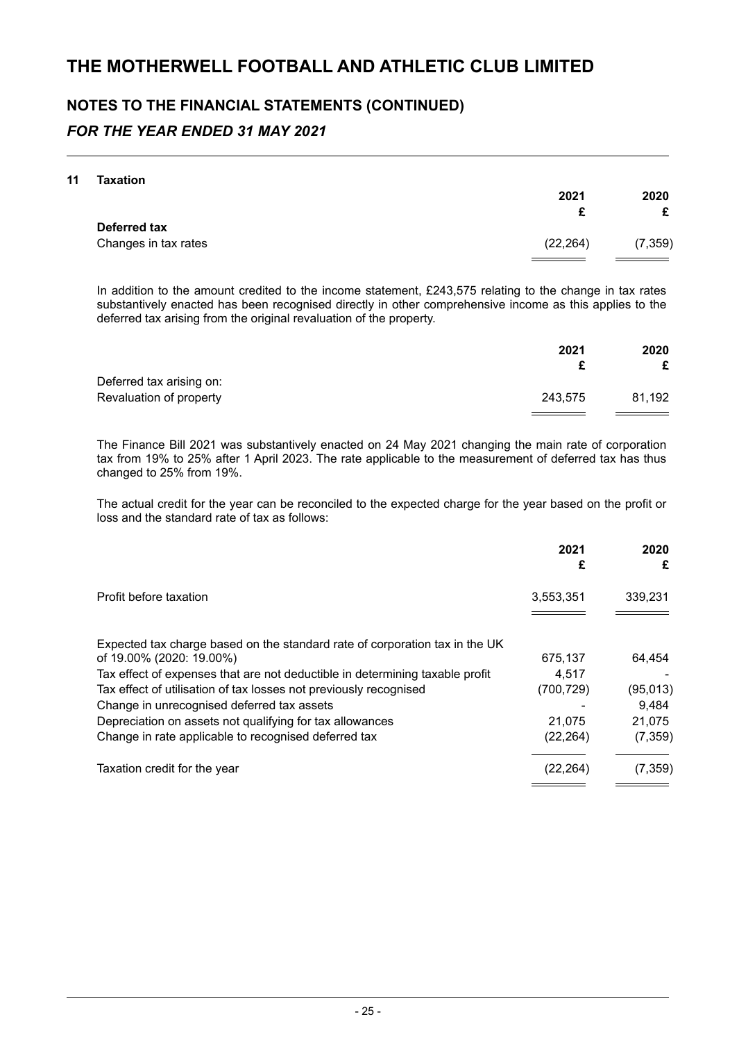# THE MOTHERWELL FOOTBALL AND ATHLETIC CLUB LIMITED

## NOTES TO THE FINANCIAL STATEMENTS (CONTINUED)

### *FOR THE YEAR ENDED 31 MAY 2021*

**11 Taxation**

| | 2021 £ | 2020 £ |
|---|---|---|
| **Deferred tax** | | |
| Changes in tax rates | (22,264) | (7,359) |

In addition to the amount credited to the income statement, £243,575 relating to the change in tax rates substantively enacted has been recognised directly in other comprehensive income as this applies to the deferred tax arising from the original revaluation of the property.

| | 2021 £ | 2020 £ |
|---|---|---|
| Deferred tax arising on: | | |
| Revaluation of property | 243,575 | 81,192 |

The Finance Bill 2021 was substantively enacted on 24 May 2021 changing the main rate of corporation tax from 19% to 25% after 1 April 2023. The rate applicable to the measurement of deferred tax has thus changed to 25% from 19%.

The actual credit for the year can be reconciled to the expected charge for the year based on the profit or loss and the standard rate of tax as follows:

| | 2021 £ | 2020 £ |
|---|---|---|
| Profit before taxation | 3,553,351 | 339,231 |
| | | |
| Expected tax charge based on the standard rate of corporation tax in the UK of 19.00% (2020: 19.00%) | 675,137 | 64,454 |
| Tax effect of expenses that are not deductible in determining taxable profit | 4,517 | - |
| Tax effect of utilisation of tax losses not previously recognised | (700,729) | (95,013) |
| Change in unrecognised deferred tax assets | - | 9,484 |
| Depreciation on assets not qualifying for tax allowances | 21,075 | 21,075 |
| Change in rate applicable to recognised deferred tax | (22,264) | (7,359) |
| Taxation credit for the year | (22,264) | (7,359) |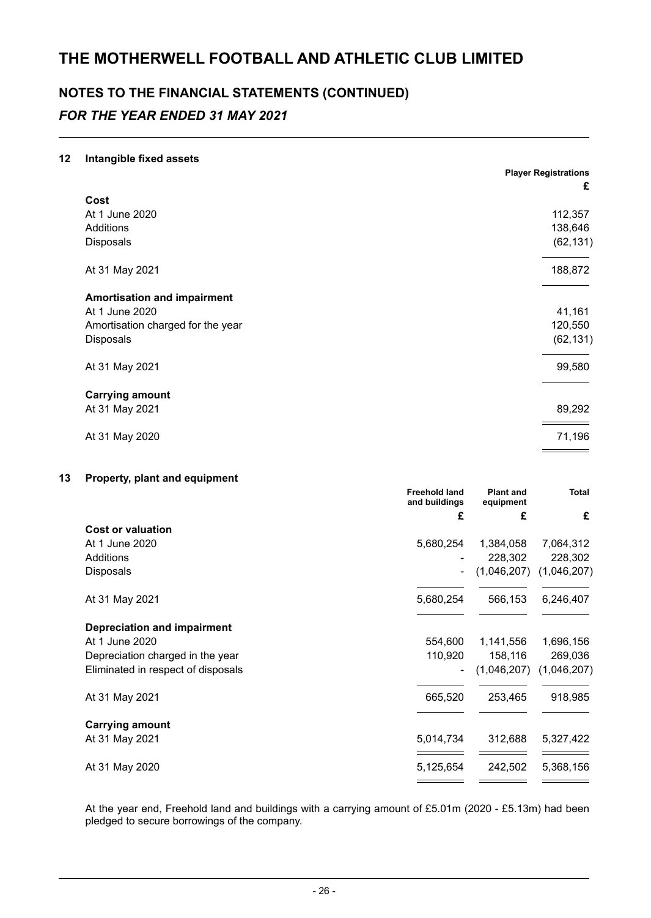# THE MOTHERWELL FOOTBALL AND ATHLETIC CLUB LIMITED

## NOTES TO THE FINANCIAL STATEMENTS (CONTINUED)

### *FOR THE YEAR ENDED 31 MAY 2021*

**12 Intangible fixed assets**

| | Player Registrations |
|---|---|
| | £ |
| **Cost** | |
| At 1 June 2020 | 112,357 |
| Additions | 138,646 |
| Disposals | (62,131) |
| At 31 May 2021 | 188,872 |
| **Amortisation and impairment** | |
| At 1 June 2020 | 41,161 |
| Amortisation charged for the year | 120,550 |
| Disposals | (62,131) |
| At 31 May 2021 | 99,580 |
| **Carrying amount** | |
| At 31 May 2021 | 89,292 |
| At 31 May 2020 | 71,196 |

**13 Property, plant and equipment**

| | Freehold land and buildings | Plant and equipment | Total |
|---|---|---|---|
| | £ | £ | £ |
| **Cost or valuation** | | | |
| At 1 June 2020 | 5,680,254 | 1,384,058 | 7,064,312 |
| Additions | - | 228,302 | 228,302 |
| Disposals | - | (1,046,207) | (1,046,207) |
| At 31 May 2021 | 5,680,254 | 566,153 | 6,246,407 |
| **Depreciation and impairment** | | | |
| At 1 June 2020 | 554,600 | 1,141,556 | 1,696,156 |
| Depreciation charged in the year | 110,920 | 158,116 | 269,036 |
| Eliminated in respect of disposals | - | (1,046,207) | (1,046,207) |
| At 31 May 2021 | 665,520 | 253,465 | 918,985 |
| **Carrying amount** | | | |
| At 31 May 2021 | 5,014,734 | 312,688 | 5,327,422 |
| At 31 May 2020 | 5,125,654 | 242,502 | 5,368,156 |

At the year end, Freehold land and buildings with a carrying amount of £5.01m (2020 - £5.13m) had been pledged to secure borrowings of the company.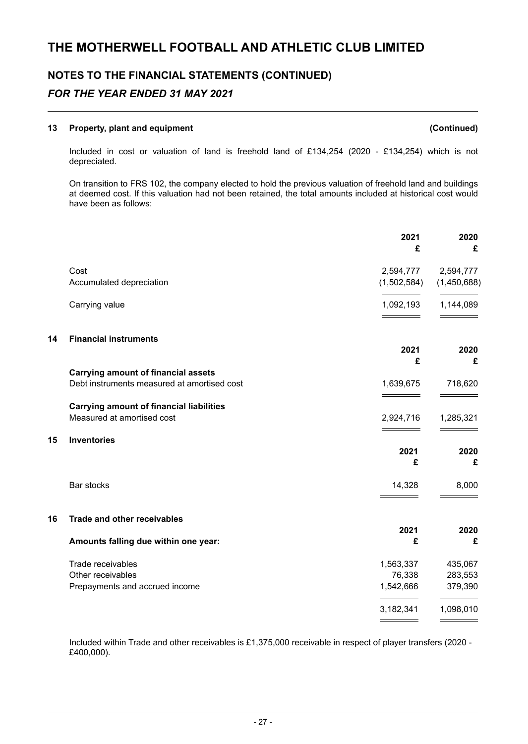# THE MOTHERWELL FOOTBALL AND ATHLETIC CLUB LIMITED

## NOTES TO THE FINANCIAL STATEMENTS (CONTINUED)

### *FOR THE YEAR ENDED 31 MAY 2021*

**13 Property, plant and equipment (Continued)**

Included in cost or valuation of land is freehold land of £134,254 (2020 - £134,254) which is not depreciated.

On transition to FRS 102, the company elected to hold the previous valuation of freehold land and buildings at deemed cost. If this valuation had not been retained, the total amounts included at historical cost would have been as follows:

| | 2021 £ | 2020 £ |
|---|---|---|
| Cost | 2,594,777 | 2,594,777 |
| Accumulated depreciation | (1,502,584) | (1,450,688) |
| Carrying value | 1,092,193 | 1,144,089 |

**14 Financial instruments**

| | 2021 £ | 2020 £ |
|---|---|---|
| **Carrying amount of financial assets** | | |
| Debt instruments measured at amortised cost | 1,639,675 | 718,620 |
| **Carrying amount of financial liabilities** | | |
| Measured at amortised cost | 2,924,716 | 1,285,321 |

**15 Inventories**

| | 2021 £ | 2020 £ |
|---|---|---|
| Bar stocks | 14,328 | 8,000 |

**16 Trade and other receivables**

| **Amounts falling due within one year:** | 2021 £ | 2020 £ |
|---|---|---|
| Trade receivables | 1,563,337 | 435,067 |
| Other receivables | 76,338 | 283,553 |
| Prepayments and accrued income | 1,542,666 | 379,390 |
| | 3,182,341 | 1,098,010 |

Included within Trade and other receivables is £1,375,000 receivable in respect of player transfers (2020 - £400,000).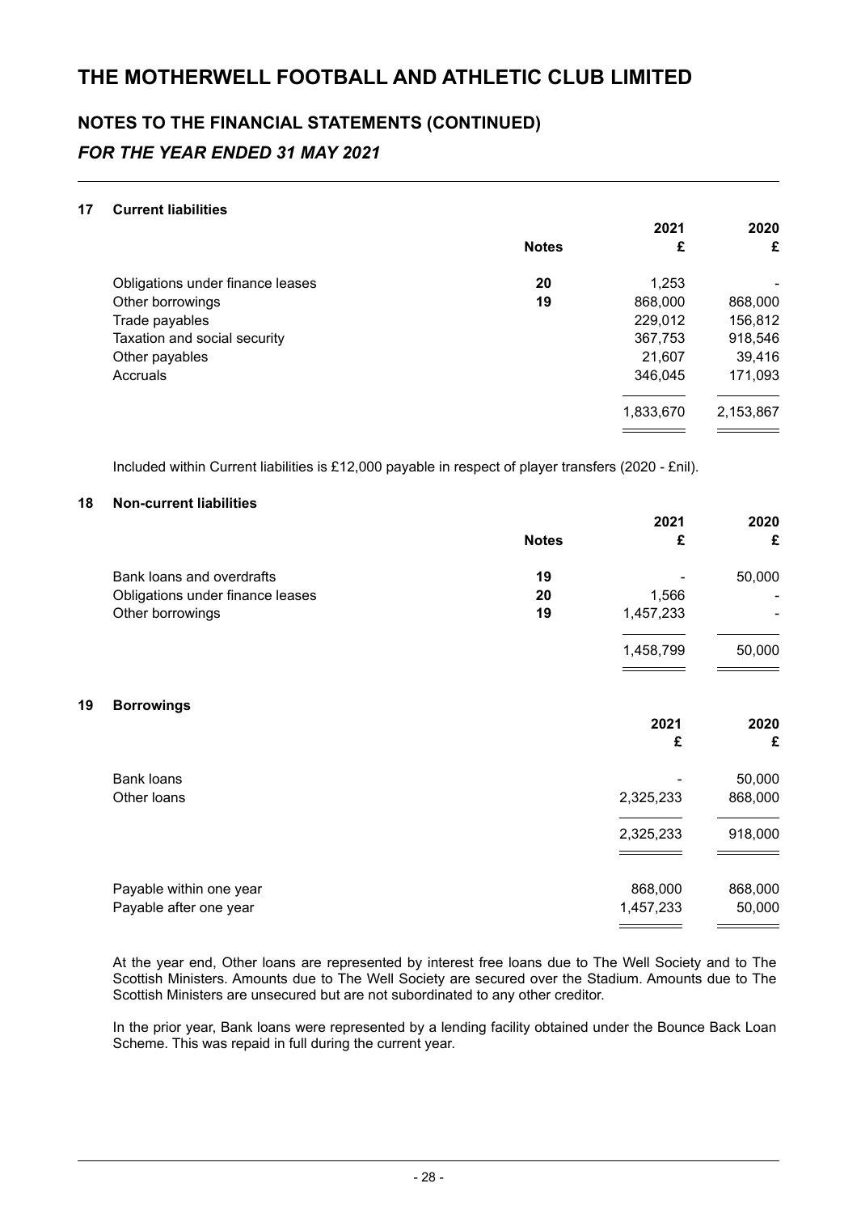# THE MOTHERWELL FOOTBALL AND ATHLETIC CLUB LIMITED

## NOTES TO THE FINANCIAL STATEMENTS (CONTINUED)

### *FOR THE YEAR ENDED 31 MAY 2021*

**17 Current liabilities**

| | Notes | 2021 £ | 2020 £ |
|---|---|---|---|
| Obligations under finance leases | 20 | 1,253 | - |
| Other borrowings | 19 | 868,000 | 868,000 |
| Trade payables | | 229,012 | 156,812 |
| Taxation and social security | | 367,753 | 918,546 |
| Other payables | | 21,607 | 39,416 |
| Accruals | | 346,045 | 171,093 |
| | | 1,833,670 | 2,153,867 |

Included within Current liabilities is £12,000 payable in respect of player transfers (2020 - £nil).

**18 Non-current liabilities**

| | Notes | 2021 £ | 2020 £ |
|---|---|---|---|
| Bank loans and overdrafts | 19 | - | 50,000 |
| Obligations under finance leases | 20 | 1,566 | - |
| Other borrowings | 19 | 1,457,233 | - |
| | | 1,458,799 | 50,000 |

**19 Borrowings**

| | 2021 £ | 2020 £ |
|---|---|---|
| Bank loans | - | 50,000 |
| Other loans | 2,325,233 | 868,000 |
| | 2,325,233 | 918,000 |
| | | |
| Payable within one year | 868,000 | 868,000 |
| Payable after one year | 1,457,233 | 50,000 |

At the year end, Other loans are represented by interest free loans due to The Well Society and to The Scottish Ministers. Amounts due to The Well Society are secured over the Stadium. Amounts due to The Scottish Ministers are unsecured but are not subordinated to any other creditor.

In the prior year, Bank loans were represented by a lending facility obtained under the Bounce Back Loan Scheme. This was repaid in full during the current year.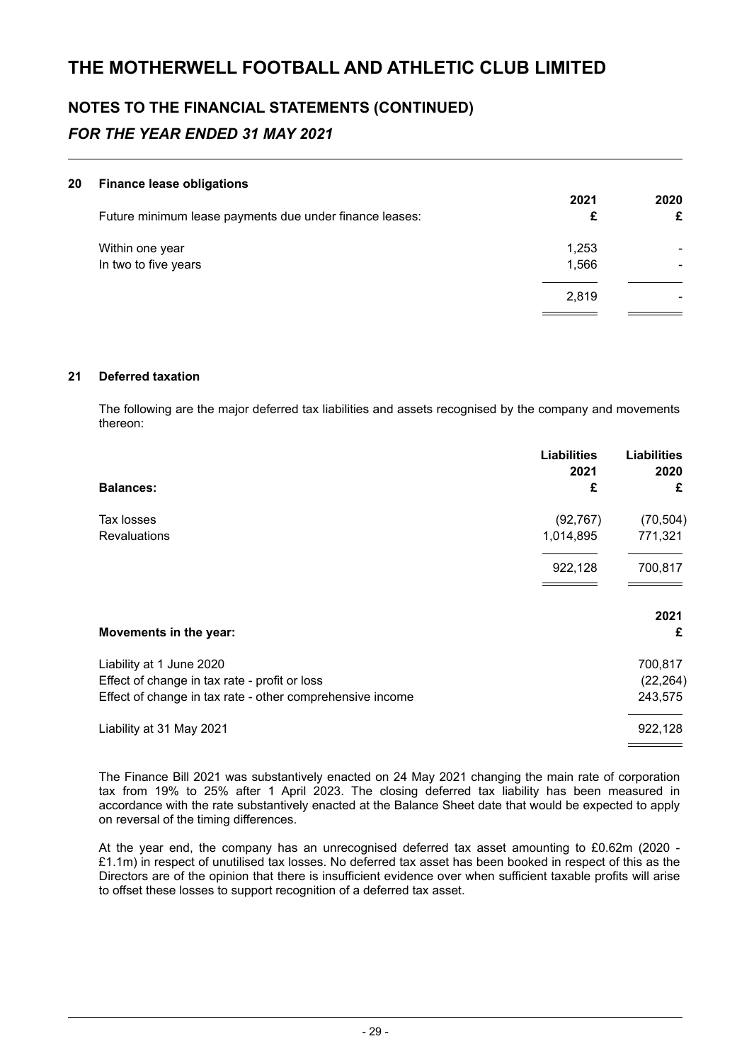# THE MOTHERWELL FOOTBALL AND ATHLETIC CLUB LIMITED

## NOTES TO THE FINANCIAL STATEMENTS (CONTINUED)

### *FOR THE YEAR ENDED 31 MAY 2021*

#### 20 Finance lease obligations

| Future minimum lease payments due under finance leases: | 2021 £ | 2020 £ |
|---|---|---|
| Within one year | 1,253 | - |
| In two to five years | 1,566 | - |
| | 2,819 | - |

#### 21 Deferred taxation

The following are the major deferred tax liabilities and assets recognised by the company and movements thereon:

| **Balances:** | Liabilities 2021 £ | Liabilities 2020 £ |
|---|---|---|
| Tax losses | (92,767) | (70,504) |
| Revaluations | 1,014,895 | 771,321 |
| | 922,128 | 700,817 |

| **Movements in the year:** | 2021 £ |
|---|---|
| Liability at 1 June 2020 | 700,817 |
| Effect of change in tax rate - profit or loss | (22,264) |
| Effect of change in tax rate - other comprehensive income | 243,575 |
| Liability at 31 May 2021 | 922,128 |

The Finance Bill 2021 was substantively enacted on 24 May 2021 changing the main rate of corporation tax from 19% to 25% after 1 April 2023. The closing deferred tax liability has been measured in accordance with the rate substantively enacted at the Balance Sheet date that would be expected to apply on reversal of the timing differences.

At the year end, the company has an unrecognised deferred tax asset amounting to £0.62m (2020 - £1.1m) in respect of unutilised tax losses. No deferred tax asset has been booked in respect of this as the Directors are of the opinion that there is insufficient evidence over when sufficient taxable profits will arise to offset these losses to support recognition of a deferred tax asset.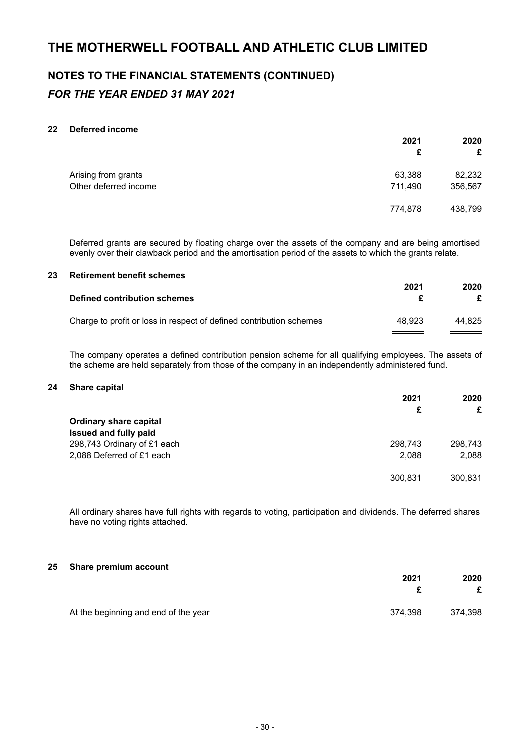# THE MOTHERWELL FOOTBALL AND ATHLETIC CLUB LIMITED

## NOTES TO THE FINANCIAL STATEMENTS (CONTINUED)

### *FOR THE YEAR ENDED 31 MAY 2021*

### 22 Deferred income

| | 2021 £ | 2020 £ |
|---|---|---|
| Arising from grants | 63,388 | 82,232 |
| Other deferred income | 711,490 | 356,567 |
| | 774,878 | 438,799 |

Deferred grants are secured by floating charge over the assets of the company and are being amortised evenly over their clawback period and the amortisation period of the assets to which the grants relate.

### 23 Retirement benefit schemes

| **Defined contribution schemes** | 2021 £ | 2020 £ |
|---|---|---|
| Charge to profit or loss in respect of defined contribution schemes | 48,923 | 44,825 |

The company operates a defined contribution pension scheme for all qualifying employees. The assets of the scheme are held separately from those of the company in an independently administered fund.

### 24 Share capital

| | 2021 £ | 2020 £ |
|---|---|---|
| **Ordinary share capital** | | |
| **Issued and fully paid** | | |
| 298,743 Ordinary of £1 each | 298,743 | 298,743 |
| 2,088 Deferred of £1 each | 2,088 | 2,088 |
| | 300,831 | 300,831 |

All ordinary shares have full rights with regards to voting, participation and dividends. The deferred shares have no voting rights attached.

### 25 Share premium account

| | 2021 £ | 2020 £ |
|---|---|---|
| At the beginning and end of the year | 374,398 | 374,398 |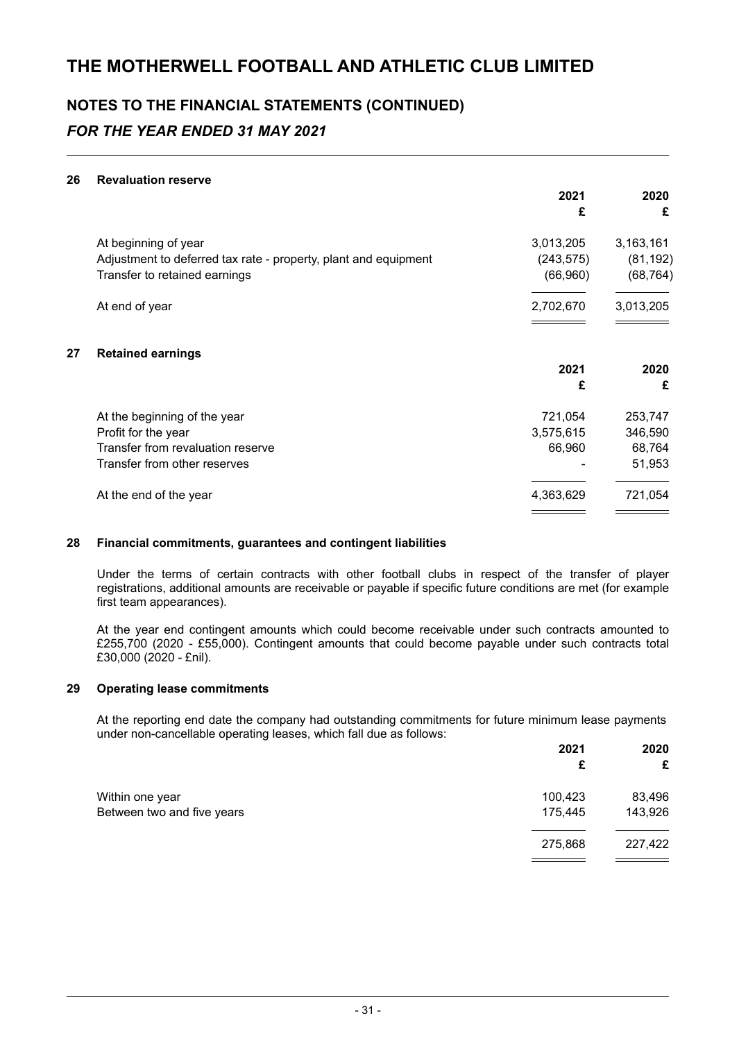# THE MOTHERWELL FOOTBALL AND ATHLETIC CLUB LIMITED

## NOTES TO THE FINANCIAL STATEMENTS (CONTINUED)

### *FOR THE YEAR ENDED 31 MAY 2021*

**26 Revaluation reserve**

| | 2021 | 2020 |
|---|---|---|
| | £ | £ |
| At beginning of year | 3,013,205 | 3,163,161 |
| Adjustment to deferred tax rate - property, plant and equipment | (243,575) | (81,192) |
| Transfer to retained earnings | (66,960) | (68,764) |
| At end of year | 2,702,670 | 3,013,205 |

**27 Retained earnings**

| | 2021 | 2020 |
|---|---|---|
| | £ | £ |
| At the beginning of the year | 721,054 | 253,747 |
| Profit for the year | 3,575,615 | 346,590 |
| Transfer from revaluation reserve | 66,960 | 68,764 |
| Transfer from other reserves | - | 51,953 |
| At the end of the year | 4,363,629 | 721,054 |

**28 Financial commitments, guarantees and contingent liabilities**

Under the terms of certain contracts with other football clubs in respect of the transfer of player registrations, additional amounts are receivable or payable if specific future conditions are met (for example first team appearances).

At the year end contingent amounts which could become receivable under such contracts amounted to £255,700 (2020 - £55,000). Contingent amounts that could become payable under such contracts total £30,000 (2020 - £nil).

**29 Operating lease commitments**

At the reporting end date the company had outstanding commitments for future minimum lease payments under non-cancellable operating leases, which fall due as follows:

| | 2021 | 2020 |
|---|---|---|
| | £ | £ |
| Within one year | 100,423 | 83,496 |
| Between two and five years | 175,445 | 143,926 |
| | 275,868 | 227,422 |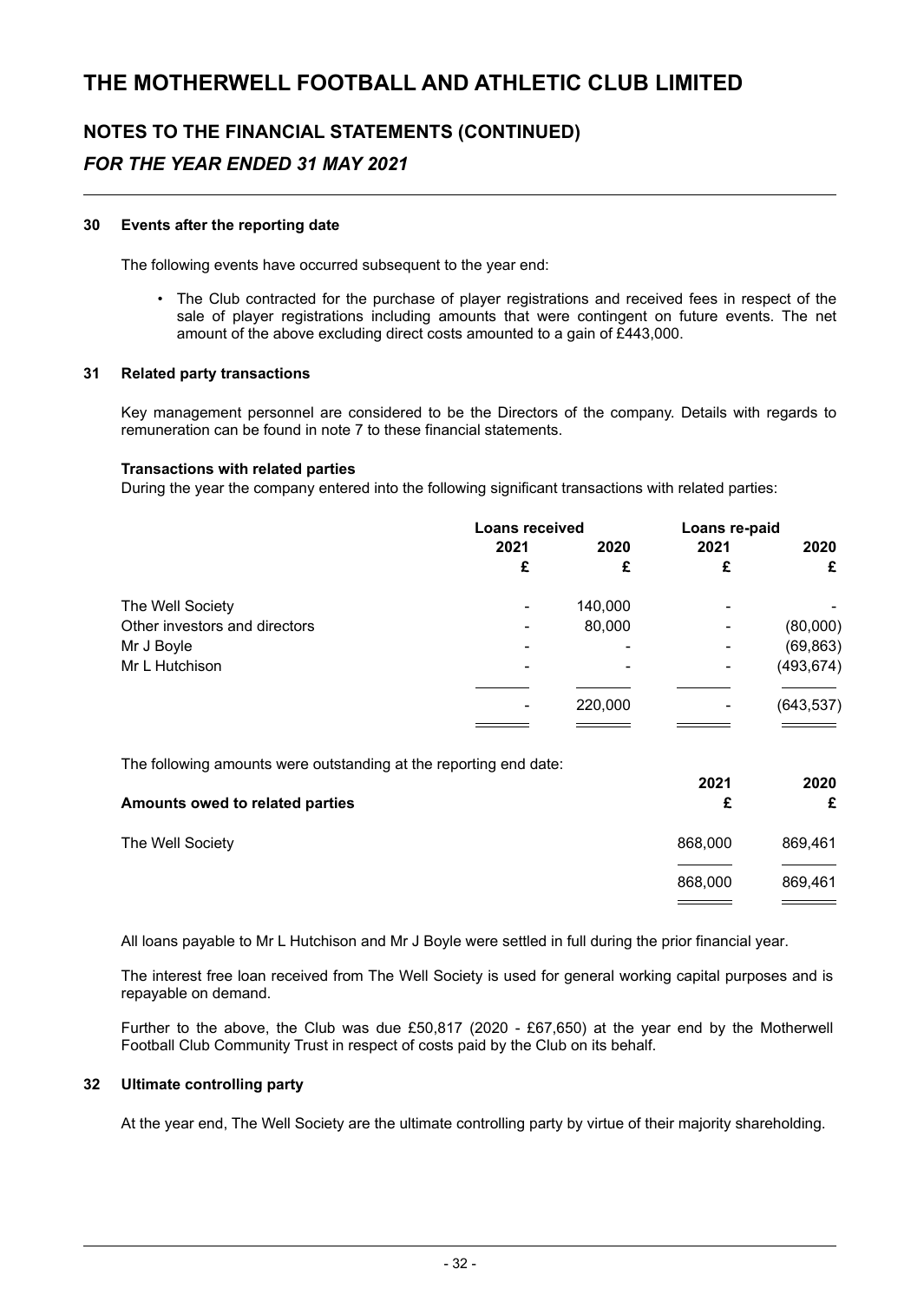# THE MOTHERWELL FOOTBALL AND ATHLETIC CLUB LIMITED

## NOTES TO THE FINANCIAL STATEMENTS (CONTINUED)

## *FOR THE YEAR ENDED 31 MAY 2021*

### 30 Events after the reporting date

The following events have occurred subsequent to the year end:

- The Club contracted for the purchase of player registrations and received fees in respect of the sale of player registrations including amounts that were contingent on future events. The net amount of the above excluding direct costs amounted to a gain of £443,000.

### 31 Related party transactions

Key management personnel are considered to be the Directors of the company. Details with regards to remuneration can be found in note 7 to these financial statements.

**Transactions with related parties**

During the year the company entered into the following significant transactions with related parties:

| | Loans received | | Loans re-paid | |
|---|---|---|---|---|
| | 2021 | 2020 | 2021 | 2020 |
| | £ | £ | £ | £ |
| The Well Society | - | 140,000 | - | - |
| Other investors and directors | - | 80,000 | - | (80,000) |
| Mr J Boyle | - | - | - | (69,863) |
| Mr L Hutchison | - | - | - | (493,674) |
| | - | 220,000 | - | (643,537) |

The following amounts were outstanding at the reporting end date:

| Amounts owed to related parties | 2021 £ | 2020 £ |
|---|---|---|
| The Well Society | 868,000 | 869,461 |
| | 868,000 | 869,461 |

All loans payable to Mr L Hutchison and Mr J Boyle were settled in full during the prior financial year.

The interest free loan received from The Well Society is used for general working capital purposes and is repayable on demand.

Further to the above, the Club was due £50,817 (2020 - £67,650) at the year end by the Motherwell Football Club Community Trust in respect of costs paid by the Club on its behalf.

### 32 Ultimate controlling party

At the year end, The Well Society are the ultimate controlling party by virtue of their majority shareholding.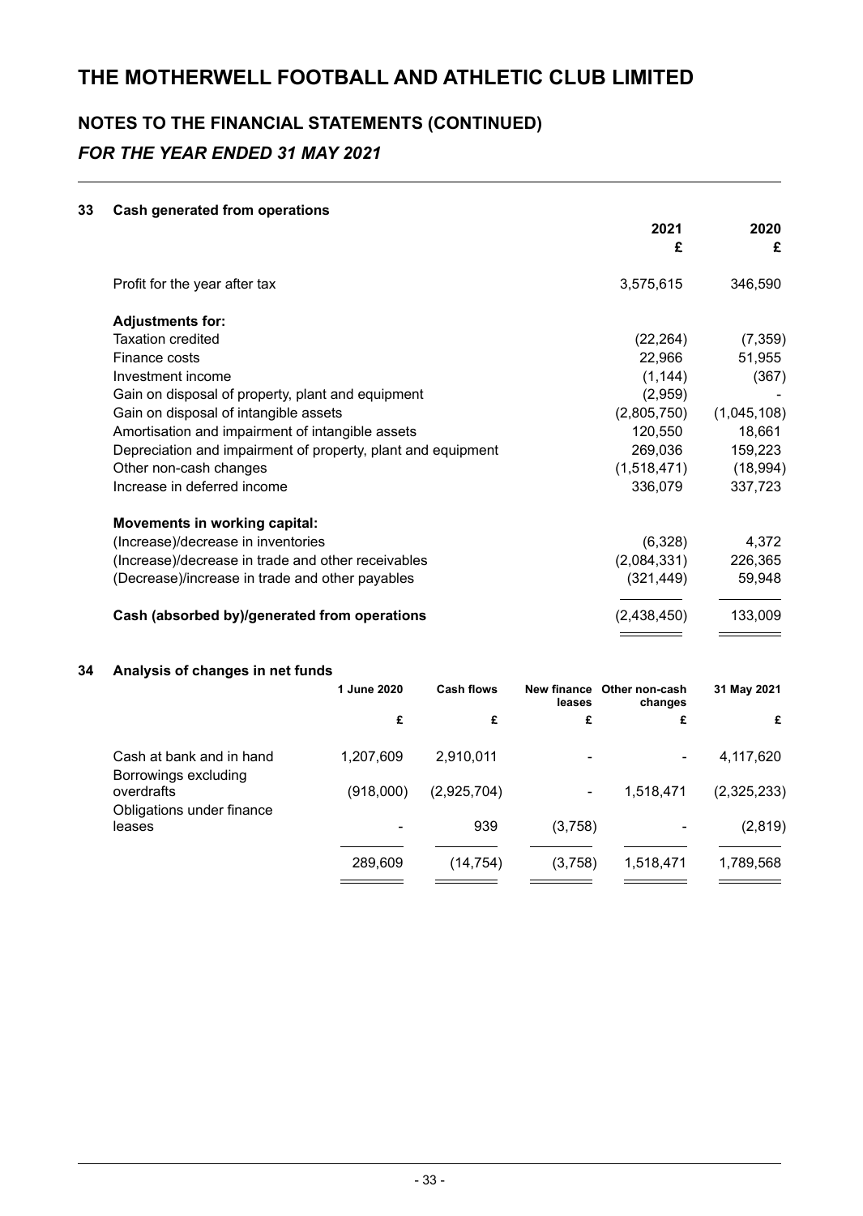# THE MOTHERWELL FOOTBALL AND ATHLETIC CLUB LIMITED

## NOTES TO THE FINANCIAL STATEMENTS (CONTINUED)

### *FOR THE YEAR ENDED 31 MAY 2021*

**33 Cash generated from operations**

| | 2021 | 2020 |
|---|---|---|
| | £ | £ |
| Profit for the year after tax | 3,575,615 | 346,590 |
| **Adjustments for:** | | |
| Taxation credited | (22,264) | (7,359) |
| Finance costs | 22,966 | 51,955 |
| Investment income | (1,144) | (367) |
| Gain on disposal of property, plant and equipment | (2,959) | - |
| Gain on disposal of intangible assets | (2,805,750) | (1,045,108) |
| Amortisation and impairment of intangible assets | 120,550 | 18,661 |
| Depreciation and impairment of property, plant and equipment | 269,036 | 159,223 |
| Other non-cash changes | (1,518,471) | (18,994) |
| Increase in deferred income | 336,079 | 337,723 |
| **Movements in working capital:** | | |
| (Increase)/decrease in inventories | (6,328) | 4,372 |
| (Increase)/decrease in trade and other receivables | (2,084,331) | 226,365 |
| (Decrease)/increase in trade and other payables | (321,449) | 59,948 |
| **Cash (absorbed by)/generated from operations** | (2,438,450) | 133,009 |

**34 Analysis of changes in net funds**

| | 1 June 2020 | Cash flows | New finance leases | Other non-cash changes | 31 May 2021 |
|---|---|---|---|---|---|
| | £ | £ | £ | £ | £ |
| Cash at bank and in hand | 1,207,609 | 2,910,011 | - | - | 4,117,620 |
| Borrowings excluding overdrafts | (918,000) | (2,925,704) | - | 1,518,471 | (2,325,233) |
| Obligations under finance leases | - | 939 | (3,758) | - | (2,819) |
| | 289,609 | (14,754) | (3,758) | 1,518,471 | 1,789,568 |